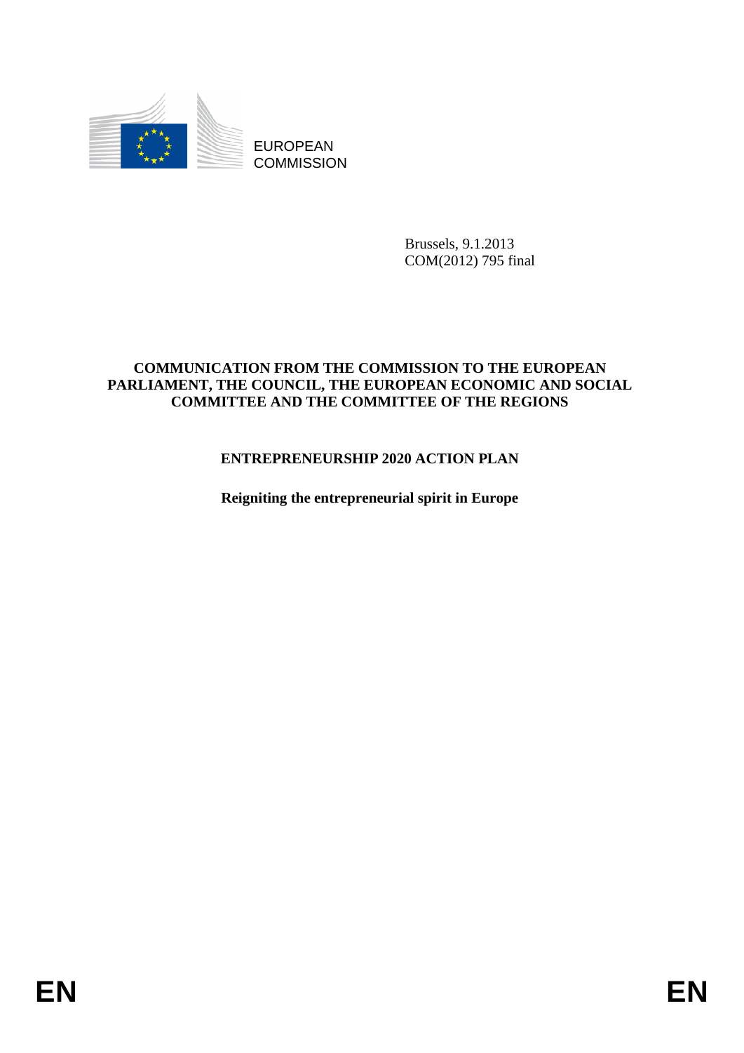EUROPEAN COMMISSION

Brussels, 9.1.2013
COM(2012) 795 final

**COMMUNICATION FROM THE COMMISSION TO THE EUROPEAN PARLIAMENT, THE COUNCIL, THE EUROPEAN ECONOMIC AND SOCIAL COMMITTEE AND THE COMMITTEE OF THE REGIONS**

# ENTREPRENEURSHIP 2020 ACTION PLAN

## Reigniting the entrepreneurial spirit in Europe

EN EN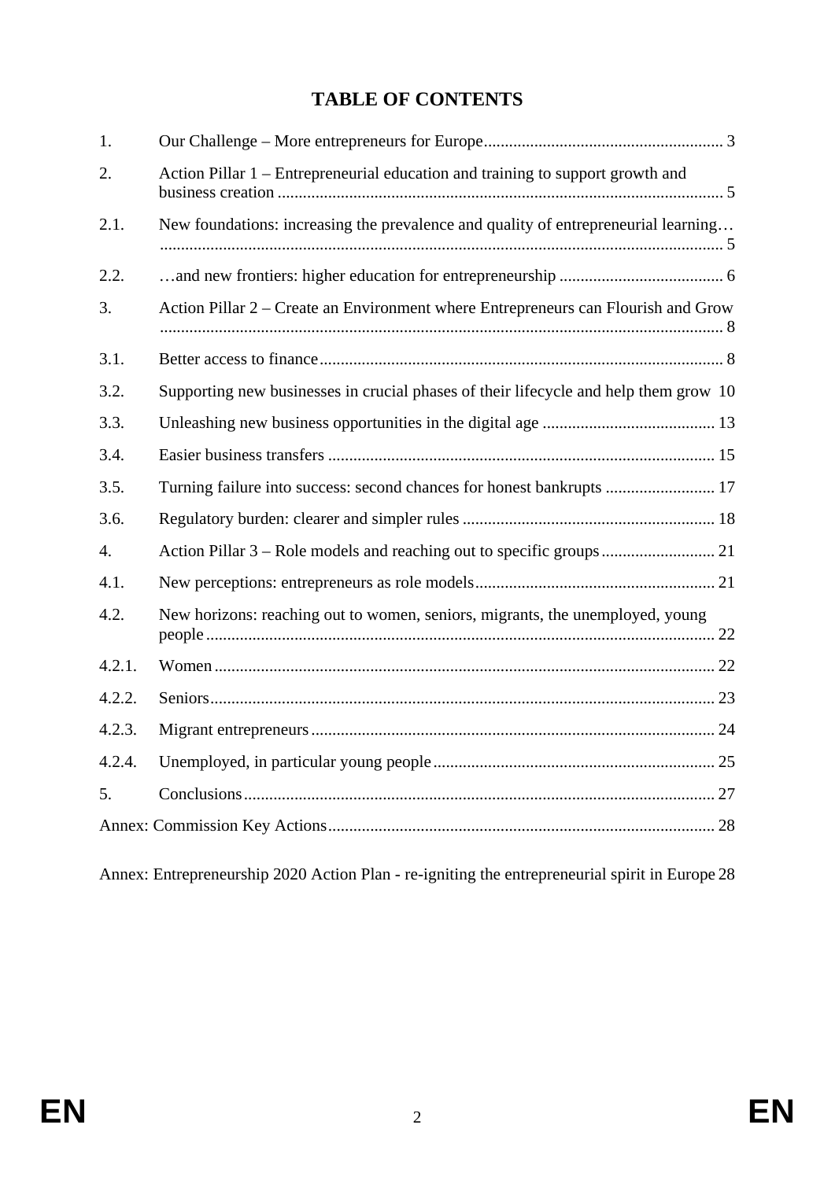# TABLE OF CONTENTS

| | | |
|---|---|---|
| 1. | Our Challenge – More entrepreneurs for Europe | 3 |
| 2. | Action Pillar 1 – Entrepreneurial education and training to support growth and business creation | 5 |
| 2.1. | New foundations: increasing the prevalence and quality of entrepreneurial learning… | 5 |
| 2.2. | …and new frontiers: higher education for entrepreneurship | 6 |
| 3. | Action Pillar 2 – Create an Environment where Entrepreneurs can Flourish and Grow | 8 |
| 3.1. | Better access to finance | 8 |
| 3.2. | Supporting new businesses in crucial phases of their lifecycle and help them grow | 10 |
| 3.3. | Unleashing new business opportunities in the digital age | 13 |
| 3.4. | Easier business transfers | 15 |
| 3.5. | Turning failure into success: second chances for honest bankrupts | 17 |
| 3.6. | Regulatory burden: clearer and simpler rules | 18 |
| 4. | Action Pillar 3 – Role models and reaching out to specific groups | 21 |
| 4.1. | New perceptions: entrepreneurs as role models | 21 |
| 4.2. | New horizons: reaching out to women, seniors, migrants, the unemployed, young people | 22 |
| 4.2.1. | Women | 22 |
| 4.2.2. | Seniors | 23 |
| 4.2.3. | Migrant entrepreneurs | 24 |
| 4.2.4. | Unemployed, in particular young people | 25 |
| 5. | Conclusions | 27 |
| Annex: Commission Key Actions | | 28 |

Annex: Entrepreneurship 2020 Action Plan - re-igniting the entrepreneurial spirit in Europe 28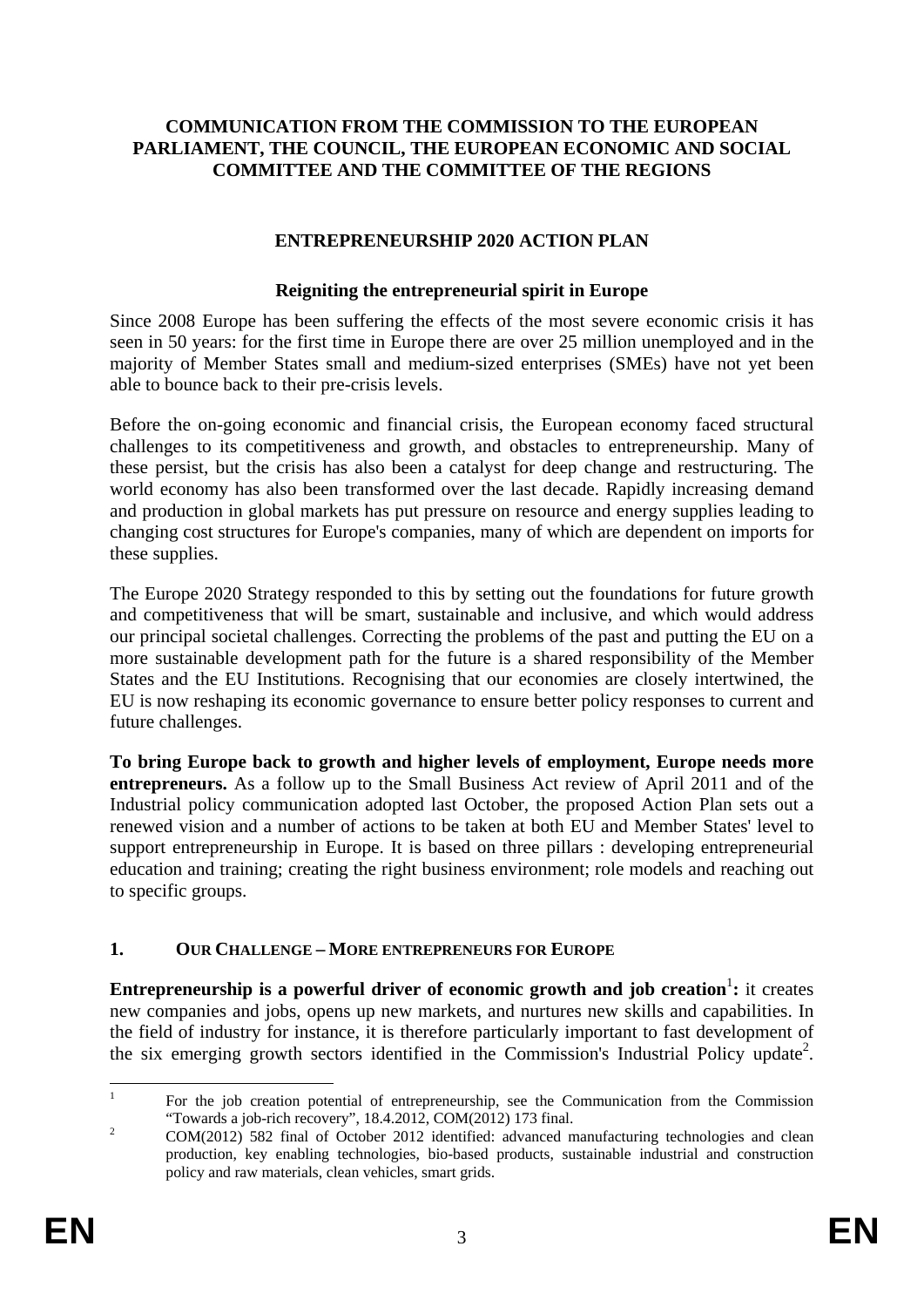**COMMUNICATION FROM THE COMMISSION TO THE EUROPEAN PARLIAMENT, THE COUNCIL, THE EUROPEAN ECONOMIC AND SOCIAL COMMITTEE AND THE COMMITTEE OF THE REGIONS**

# ENTREPRENEURSHIP 2020 ACTION PLAN

## Reigniting the entrepreneurial spirit in Europe

Since 2008 Europe has been suffering the effects of the most severe economic crisis it has seen in 50 years: for the first time in Europe there are over 25 million unemployed and in the majority of Member States small and medium-sized enterprises (SMEs) have not yet been able to bounce back to their pre-crisis levels.

Before the on-going economic and financial crisis, the European economy faced structural challenges to its competitiveness and growth, and obstacles to entrepreneurship. Many of these persist, but the crisis has also been a catalyst for deep change and restructuring. The world economy has also been transformed over the last decade. Rapidly increasing demand and production in global markets has put pressure on resource and energy supplies leading to changing cost structures for Europe's companies, many of which are dependent on imports for these supplies.

The Europe 2020 Strategy responded to this by setting out the foundations for future growth and competitiveness that will be smart, sustainable and inclusive, and which would address our principal societal challenges. Correcting the problems of the past and putting the EU on a more sustainable development path for the future is a shared responsibility of the Member States and the EU Institutions. Recognising that our economies are closely intertwined, the EU is now reshaping its economic governance to ensure better policy responses to current and future challenges.

**To bring Europe back to growth and higher levels of employment, Europe needs more entrepreneurs.** As a follow up to the Small Business Act review of April 2011 and of the Industrial policy communication adopted last October, the proposed Action Plan sets out a renewed vision and a number of actions to be taken at both EU and Member States' level to support entrepreneurship in Europe. It is based on three pillars : developing entrepreneurial education and training; creating the right business environment; role models and reaching out to specific groups.

## 1. OUR CHALLENGE – MORE ENTREPRENEURS FOR EUROPE

**Entrepreneurship is a powerful driver of economic growth and job creation**[1]**:** it creates new companies and jobs, opens up new markets, and nurtures new skills and capabilities. In the field of industry for instance, it is therefore particularly important to fast development of the six emerging growth sectors identified in the Commission's Industrial Policy update[2].

---

[1] For the job creation potential of entrepreneurship, see the Communication from the Commission "Towards a job-rich recovery", 18.4.2012, COM(2012) 173 final.

[2] COM(2012) 582 final of October 2012 identified: advanced manufacturing technologies and clean production, key enabling technologies, bio-based products, sustainable industrial and construction policy and raw materials, clean vehicles, smart grids.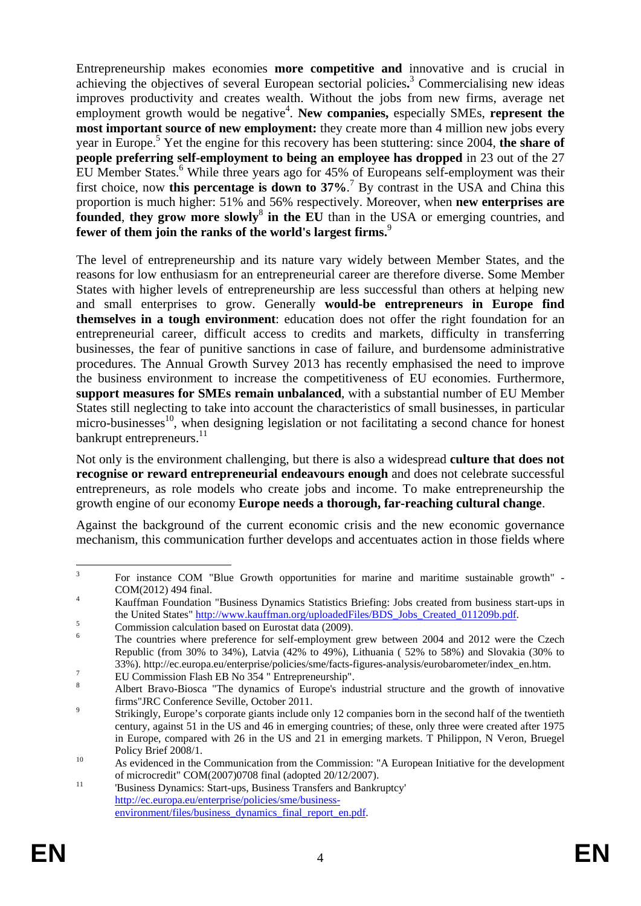Entrepreneurship makes economies **more competitive and** innovative and is crucial in achieving the objectives of several European sectorial policies**.**[3] Commercialising new ideas improves productivity and creates wealth. Without the jobs from new firms, average net employment growth would be negative[4]. **New companies,** especially SMEs, **represent the most important source of new employment:** they create more than 4 million new jobs every year in Europe.[5] Yet the engine for this recovery has been stuttering: since 2004, **the share of people preferring self-employment to being an employee has dropped** in 23 out of the 27 EU Member States.[6] While three years ago for 45% of Europeans self-employment was their first choice, now **this percentage is down to 37%**.[7] By contrast in the USA and China this proportion is much higher: 51% and 56% respectively. Moreover, when **new enterprises are founded**, **they grow more slowly**[8] **in the EU** than in the USA or emerging countries, and **fewer of them join the ranks of the world's largest firms.**[9]

The level of entrepreneurship and its nature vary widely between Member States, and the reasons for low enthusiasm for an entrepreneurial career are therefore diverse. Some Member States with higher levels of entrepreneurship are less successful than others at helping new and small enterprises to grow. Generally **would-be entrepreneurs in Europe find themselves in a tough environment**: education does not offer the right foundation for an entrepreneurial career, difficult access to credits and markets, difficulty in transferring businesses, the fear of punitive sanctions in case of failure, and burdensome administrative procedures. The Annual Growth Survey 2013 has recently emphasised the need to improve the business environment to increase the competitiveness of EU economies. Furthermore, **support measures for SMEs remain unbalanced**, with a substantial number of EU Member States still neglecting to take into account the characteristics of small businesses, in particular micro-businesses[10], when designing legislation or not facilitating a second chance for honest bankrupt entrepreneurs.[11]

Not only is the environment challenging, but there is also a widespread **culture that does not recognise or reward entrepreneurial endeavours enough** and does not celebrate successful entrepreneurs, as role models who create jobs and income. To make entrepreneurship the growth engine of our economy **Europe needs a thorough, far-reaching cultural change**.

Against the background of the current economic crisis and the new economic governance mechanism, this communication further develops and accentuates action in those fields where

---

[3] For instance COM "Blue Growth opportunities for marine and maritime sustainable growth" - COM(2012) 494 final.

[4] Kauffman Foundation "Business Dynamics Statistics Briefing: Jobs created from business start-ups in the United States" http://www.kauffman.org/uploadedFiles/BDS_Jobs_Created_011209b.pdf.

[5] Commission calculation based on Eurostat data (2009).

[6] The countries where preference for self-employment grew between 2004 and 2012 were the Czech Republic (from 30% to 34%), Latvia (42% to 49%), Lithuania ( 52% to 58%) and Slovakia (30% to 33%). http://ec.europa.eu/enterprise/policies/sme/facts-figures-analysis/eurobarometer/index_en.htm.

[7] EU Commission Flash EB No 354 " Entrepreneurship".

[8] Albert Bravo-Biosca "The dynamics of Europe's industrial structure and the growth of innovative firms"JRC Conference Seville, October 2011.

[9] Strikingly, Europe's corporate giants include only 12 companies born in the second half of the twentieth century, against 51 in the US and 46 in emerging countries; of these, only three were created after 1975 in Europe, compared with 26 in the US and 21 in emerging markets. T Philippon, N Veron, Bruegel Policy Brief 2008/1.

[10] As evidenced in the Communication from the Commission: "A European Initiative for the development of microcredit" COM(2007)0708 final (adopted 20/12/2007).

[11] 'Business Dynamics: Start-ups, Business Transfers and Bankruptcy' http://ec.europa.eu/enterprise/policies/sme/business-environment/files/business_dynamics_final_report_en.pdf.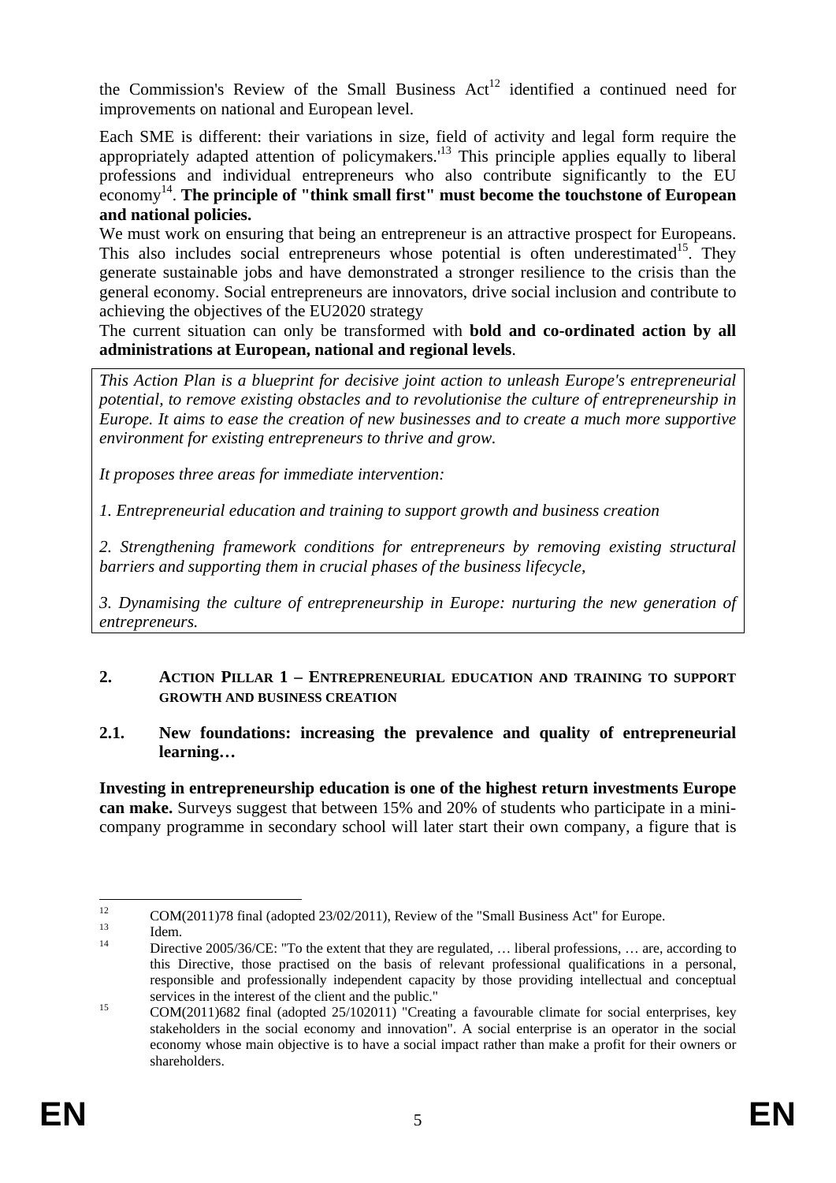the Commission's Review of the Small Business Act[12] identified a continued need for improvements on national and European level.

Each SME is different: their variations in size, field of activity and legal form require the appropriately adapted attention of policymakers.'[13] This principle applies equally to liberal professions and individual entrepreneurs who also contribute significantly to the EU economy[14]. **The principle of "think small first" must become the touchstone of European and national policies.**

We must work on ensuring that being an entrepreneur is an attractive prospect for Europeans. This also includes social entrepreneurs whose potential is often underestimated[15]. They generate sustainable jobs and have demonstrated a stronger resilience to the crisis than the general economy. Social entrepreneurs are innovators, drive social inclusion and contribute to achieving the objectives of the EU2020 strategy

The current situation can only be transformed with **bold and co-ordinated action by all administrations at European, national and regional levels**.

*This Action Plan is a blueprint for decisive joint action to unleash Europe's entrepreneurial potential, to remove existing obstacles and to revolutionise the culture of entrepreneurship in Europe. It aims to ease the creation of new businesses and to create a much more supportive environment for existing entrepreneurs to thrive and grow.*

*It proposes three areas for immediate intervention:*

*1. Entrepreneurial education and training to support growth and business creation*

*2. Strengthening framework conditions for entrepreneurs by removing existing structural barriers and supporting them in crucial phases of the business lifecycle,*

*3. Dynamising the culture of entrepreneurship in Europe: nurturing the new generation of entrepreneurs.*

## 2. ACTION PILLAR 1 – ENTREPRENEURIAL EDUCATION AND TRAINING TO SUPPORT GROWTH AND BUSINESS CREATION

### 2.1. New foundations: increasing the prevalence and quality of entrepreneurial learning…

**Investing in entrepreneurship education is one of the highest return investments Europe can make.** Surveys suggest that between 15% and 20% of students who participate in a mini-company programme in secondary school will later start their own company, a figure that is

---

[12] COM(2011)78 final (adopted 23/02/2011), Review of the "Small Business Act" for Europe.

[13] Idem.

[14] Directive 2005/36/CE: "To the extent that they are regulated, … liberal professions, … are, according to this Directive, those practised on the basis of relevant professional qualifications in a personal, responsible and professionally independent capacity by those providing intellectual and conceptual services in the interest of the client and the public."

[15] COM(2011)682 final (adopted 25/102011) "Creating a favourable climate for social enterprises, key stakeholders in the social economy and innovation". A social enterprise is an operator in the social economy whose main objective is to have a social impact rather than make a profit for their owners or shareholders.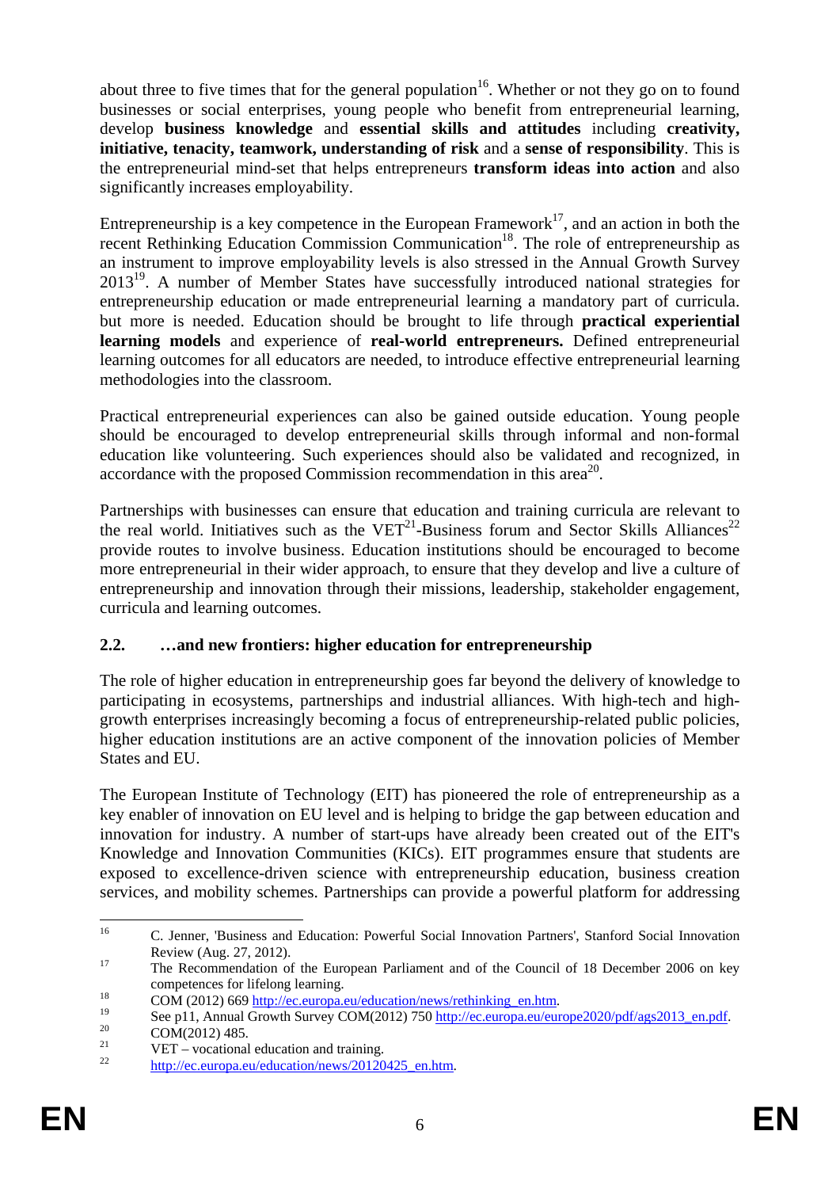about three to five times that for the general population[16]. Whether or not they go on to found businesses or social enterprises, young people who benefit from entrepreneurial learning, develop **business knowledge** and **essential skills and attitudes** including **creativity, initiative, tenacity, teamwork, understanding of risk** and a **sense of responsibility**. This is the entrepreneurial mind-set that helps entrepreneurs **transform ideas into action** and also significantly increases employability.

Entrepreneurship is a key competence in the European Framework[17], and an action in both the recent Rethinking Education Commission Communication[18]. The role of entrepreneurship as an instrument to improve employability levels is also stressed in the Annual Growth Survey 2013[19]. A number of Member States have successfully introduced national strategies for entrepreneurship education or made entrepreneurial learning a mandatory part of curricula. but more is needed. Education should be brought to life through **practical experiential learning models** and experience of **real-world entrepreneurs.** Defined entrepreneurial learning outcomes for all educators are needed, to introduce effective entrepreneurial learning methodologies into the classroom.

Practical entrepreneurial experiences can also be gained outside education. Young people should be encouraged to develop entrepreneurial skills through informal and non-formal education like volunteering. Such experiences should also be validated and recognized, in accordance with the proposed Commission recommendation in this area[20].

Partnerships with businesses can ensure that education and training curricula are relevant to the real world. Initiatives such as the VET[21]-Business forum and Sector Skills Alliances[22] provide routes to involve business. Education institutions should be encouraged to become more entrepreneurial in their wider approach, to ensure that they develop and live a culture of entrepreneurship and innovation through their missions, leadership, stakeholder engagement, curricula and learning outcomes.

## 2.2. …and new frontiers: higher education for entrepreneurship

The role of higher education in entrepreneurship goes far beyond the delivery of knowledge to participating in ecosystems, partnerships and industrial alliances. With high-tech and high-growth enterprises increasingly becoming a focus of entrepreneurship-related public policies, higher education institutions are an active component of the innovation policies of Member States and EU.

The European Institute of Technology (EIT) has pioneered the role of entrepreneurship as a key enabler of innovation on EU level and is helping to bridge the gap between education and innovation for industry. A number of start-ups have already been created out of the EIT's Knowledge and Innovation Communities (KICs). EIT programmes ensure that students are exposed to excellence-driven science with entrepreneurship education, business creation services, and mobility schemes. Partnerships can provide a powerful platform for addressing

---

[16] C. Jenner, 'Business and Education: Powerful Social Innovation Partners', Stanford Social Innovation Review (Aug. 27, 2012).

[17] The Recommendation of the European Parliament and of the Council of 18 December 2006 on key competences for lifelong learning.

[18] COM (2012) 669 http://ec.europa.eu/education/news/rethinking_en.htm.

[19] See p11, Annual Growth Survey COM(2012) 750 http://ec.europa.eu/europe2020/pdf/ags2013_en.pdf.

[20] COM(2012) 485.

[21] VET – vocational education and training.

[22] http://ec.europa.eu/education/news/20120425_en.htm.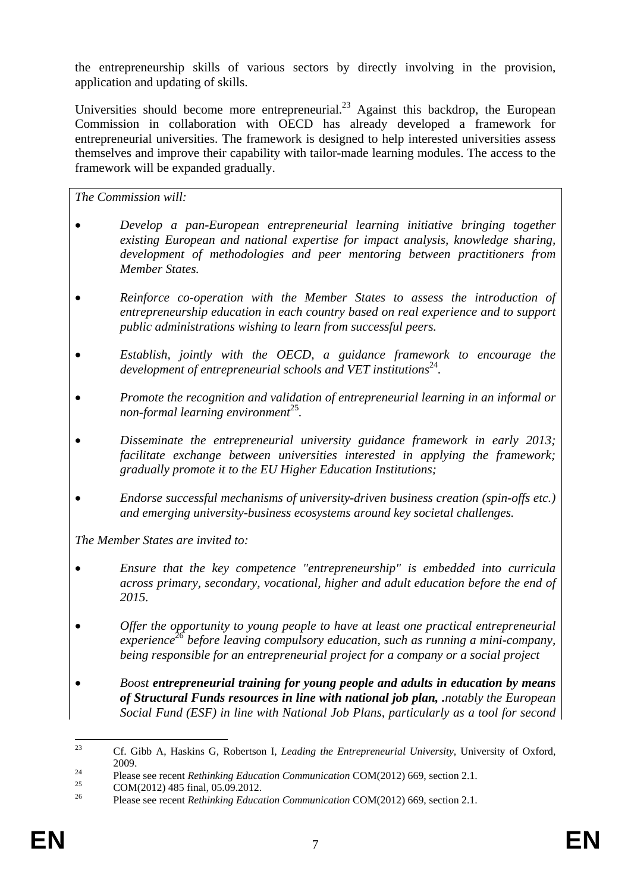the entrepreneurship skills of various sectors by directly involving in the provision, application and updating of skills.

Universities should become more entrepreneurial.[23] Against this backdrop, the European Commission in collaboration with OECD has already developed a framework for entrepreneurial universities. The framework is designed to help interested universities assess themselves and improve their capability with tailor-made learning modules. The access to the framework will be expanded gradually.

*The Commission will:*

- *Develop a pan-European entrepreneurial learning initiative bringing together existing European and national expertise for impact analysis, knowledge sharing, development of methodologies and peer mentoring between practitioners from Member States.*
- *Reinforce co-operation with the Member States to assess the introduction of entrepreneurship education in each country based on real experience and to support public administrations wishing to learn from successful peers.*
- *Establish, jointly with the OECD, a guidance framework to encourage the development of entrepreneurial schools and VET institutions[24].*
- *Promote the recognition and validation of entrepreneurial learning in an informal or non-formal learning environment[25].*
- *Disseminate the entrepreneurial university guidance framework in early 2013; facilitate exchange between universities interested in applying the framework; gradually promote it to the EU Higher Education Institutions;*
- *Endorse successful mechanisms of university-driven business creation (spin-offs etc.) and emerging university-business ecosystems around key societal challenges.*

*The Member States are invited to:*

- *Ensure that the key competence "entrepreneurship" is embedded into curricula across primary, secondary, vocational, higher and adult education before the end of 2015.*
- *Offer the opportunity to young people to have at least one practical entrepreneurial experience[26] before leaving compulsory education, such as running a mini-company, being responsible for an entrepreneurial project for a company or a social project*
- *Boost* ***entrepreneurial training for young people and adults in education by means of Structural Funds resources in line with national job plan, .****notably the European Social Fund (ESF) in line with National Job Plans, particularly as a tool for second*

---

[23] Cf. Gibb A, Haskins G, Robertson I, *Leading the Entrepreneurial University*, University of Oxford, 2009.

[24] Please see recent *Rethinking Education Communication* COM(2012) 669, section 2.1.

[25] COM(2012) 485 final, 05.09.2012.

[26] Please see recent *Rethinking Education Communication* COM(2012) 669, section 2.1.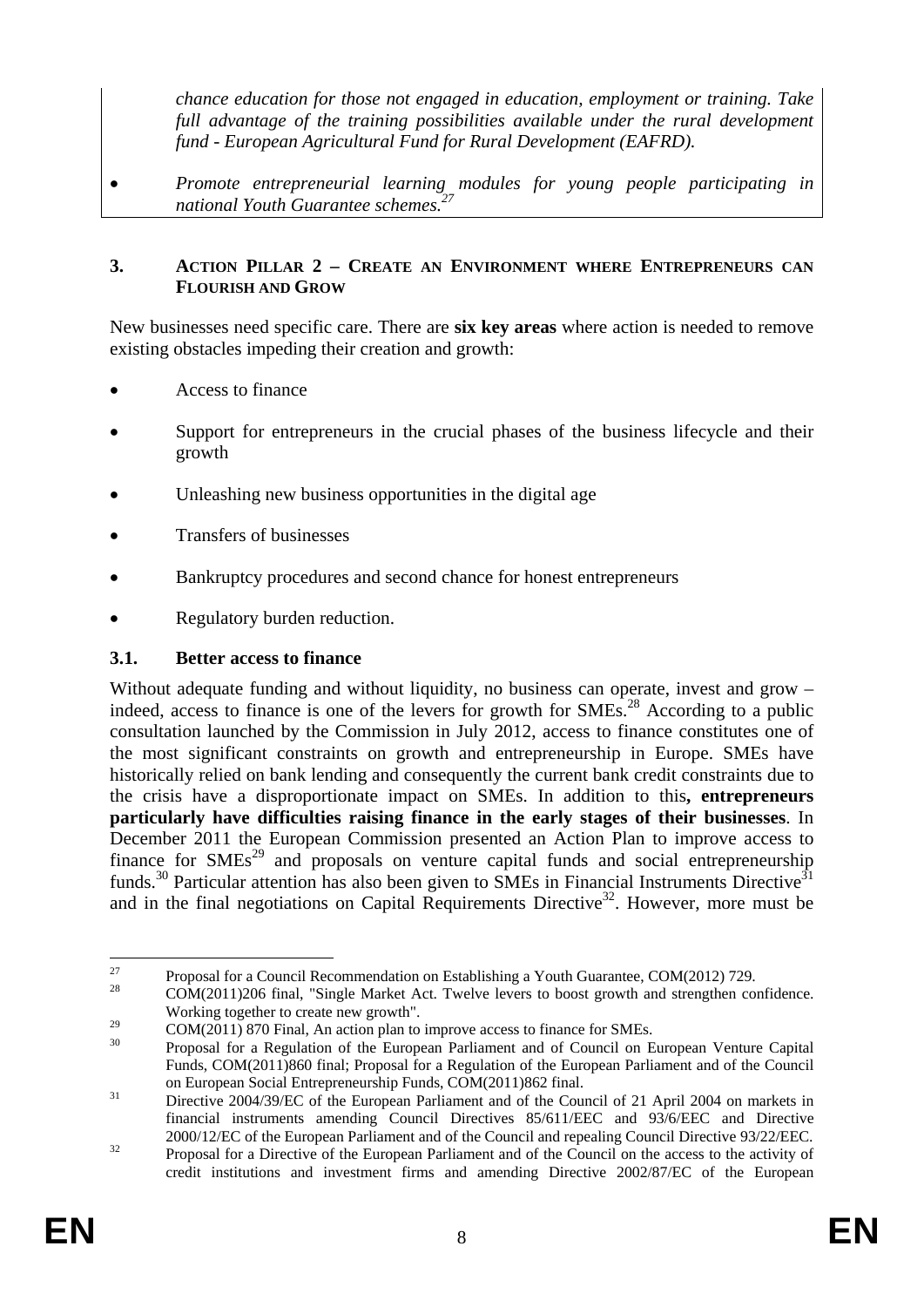*chance education for those not engaged in education, employment or training. Take full advantage of the training possibilities available under the rural development fund - European Agricultural Fund for Rural Development (EAFRD).*

- *Promote entrepreneurial learning modules for young people participating in national Youth Guarantee schemes.*[27]

## 3. ACTION PILLAR 2 – CREATE AN ENVIRONMENT WHERE ENTREPRENEURS CAN FLOURISH AND GROW

New businesses need specific care. There are **six key areas** where action is needed to remove existing obstacles impeding their creation and growth:

- Access to finance
- Support for entrepreneurs in the crucial phases of the business lifecycle and their growth
- Unleashing new business opportunities in the digital age
- Transfers of businesses
- Bankruptcy procedures and second chance for honest entrepreneurs
- Regulatory burden reduction.

### 3.1. Better access to finance

Without adequate funding and without liquidity, no business can operate, invest and grow – indeed, access to finance is one of the levers for growth for SMEs.[28] According to a public consultation launched by the Commission in July 2012, access to finance constitutes one of the most significant constraints on growth and entrepreneurship in Europe. SMEs have historically relied on bank lending and consequently the current bank credit constraints due to the crisis have a disproportionate impact on SMEs. In addition to this**, entrepreneurs particularly have difficulties raising finance in the early stages of their businesses**. In December 2011 the European Commission presented an Action Plan to improve access to finance for SMEs[29] and proposals on venture capital funds and social entrepreneurship funds.[30] Particular attention has also been given to SMEs in Financial Instruments Directive[31] and in the final negotiations on Capital Requirements Directive[32]. However, more must be

---

[27] Proposal for a Council Recommendation on Establishing a Youth Guarantee, COM(2012) 729.

[28] COM(2011)206 final, "Single Market Act. Twelve levers to boost growth and strengthen confidence. Working together to create new growth".

[29] COM(2011) 870 Final, An action plan to improve access to finance for SMEs.

[30] Proposal for a Regulation of the European Parliament and of Council on European Venture Capital Funds, COM(2011)860 final; Proposal for a Regulation of the European Parliament and of the Council on European Social Entrepreneurship Funds, COM(2011)862 final.

[31] Directive 2004/39/EC of the European Parliament and of the Council of 21 April 2004 on markets in financial instruments amending Council Directives 85/611/EEC and 93/6/EEC and Directive 2000/12/EC of the European Parliament and of the Council and repealing Council Directive 93/22/EEC.

[32] Proposal for a Directive of the European Parliament and of the Council on the access to the activity of credit institutions and investment firms and amending Directive 2002/87/EC of the European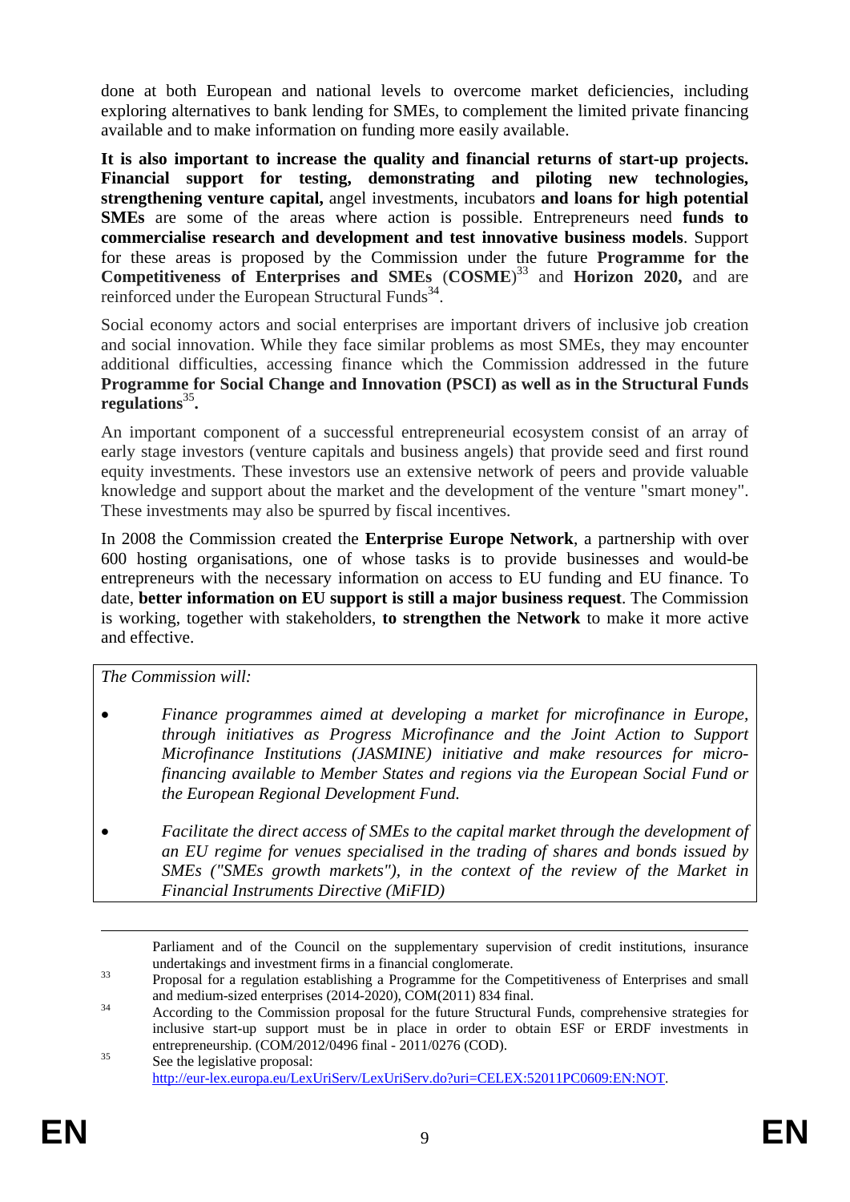done at both European and national levels to overcome market deficiencies, including exploring alternatives to bank lending for SMEs, to complement the limited private financing available and to make information on funding more easily available.

**It is also important to increase the quality and financial returns of start-up projects. Financial support for testing, demonstrating and piloting new technologies, strengthening venture capital,** angel investments, incubators **and loans for high potential SMEs** are some of the areas where action is possible. Entrepreneurs need **funds to commercialise research and development and test innovative business models**. Support for these areas is proposed by the Commission under the future **Programme for the Competitiveness of Enterprises and SMEs** (**COSME**)[33] and **Horizon 2020,** and are reinforced under the European Structural Funds[34].

Social economy actors and social enterprises are important drivers of inclusive job creation and social innovation. While they face similar problems as most SMEs, they may encounter additional difficulties, accessing finance which the Commission addressed in the future **Programme for Social Change and Innovation (PSCI) as well as in the Structural Funds regulations**[35]**.**

An important component of a successful entrepreneurial ecosystem consist of an array of early stage investors (venture capitals and business angels) that provide seed and first round equity investments. These investors use an extensive network of peers and provide valuable knowledge and support about the market and the development of the venture "smart money". These investments may also be spurred by fiscal incentives.

In 2008 the Commission created the **Enterprise Europe Network**, a partnership with over 600 hosting organisations, one of whose tasks is to provide businesses and would-be entrepreneurs with the necessary information on access to EU funding and EU finance. To date, **better information on EU support is still a major business request**. The Commission is working, together with stakeholders, **to strengthen the Network** to make it more active and effective.

*The Commission will:*

- *Finance programmes aimed at developing a market for microfinance in Europe, through initiatives as Progress Microfinance and the Joint Action to Support Microfinance Institutions (JASMINE) initiative and make resources for micro-financing available to Member States and regions via the European Social Fund or the European Regional Development Fund.*
- *Facilitate the direct access of SMEs to the capital market through the development of an EU regime for venues specialised in the trading of shares and bonds issued by SMEs ("SMEs growth markets"), in the context of the review of the Market in Financial Instruments Directive (MiFID)*

---

Parliament and of the Council on the supplementary supervision of credit institutions, insurance undertakings and investment firms in a financial conglomerate.

[33] Proposal for a regulation establishing a Programme for the Competitiveness of Enterprises and small and medium-sized enterprises (2014-2020), COM(2011) 834 final.

[34] According to the Commission proposal for the future Structural Funds, comprehensive strategies for inclusive start-up support must be in place in order to obtain ESF or ERDF investments in entrepreneurship. (COM/2012/0496 final - 2011/0276 (COD).

[35] See the legislative proposal: http://eur-lex.europa.eu/LexUriServ/LexUriServ.do?uri=CELEX:52011PC0609:EN:NOT.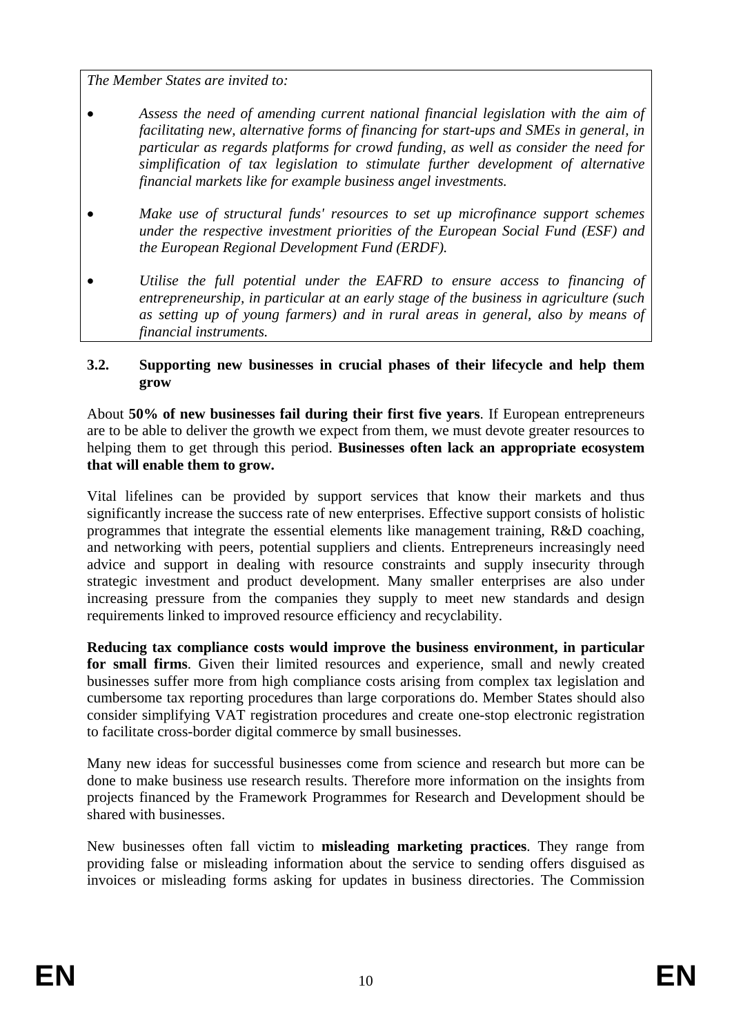*The Member States are invited to:*

- *Assess the need of amending current national financial legislation with the aim of facilitating new, alternative forms of financing for start-ups and SMEs in general, in particular as regards platforms for crowd funding, as well as consider the need for simplification of tax legislation to stimulate further development of alternative financial markets like for example business angel investments.*

- *Make use of structural funds' resources to set up microfinance support schemes under the respective investment priorities of the European Social Fund (ESF) and the European Regional Development Fund (ERDF).*

- *Utilise the full potential under the EAFRD to ensure access to financing of entrepreneurship, in particular at an early stage of the business in agriculture (such as setting up of young farmers) and in rural areas in general, also by means of financial instruments.*

### 3.2. Supporting new businesses in crucial phases of their lifecycle and help them grow

About **50% of new businesses fail during their first five years**. If European entrepreneurs are to be able to deliver the growth we expect from them, we must devote greater resources to helping them to get through this period. **Businesses often lack an appropriate ecosystem that will enable them to grow.**

Vital lifelines can be provided by support services that know their markets and thus significantly increase the success rate of new enterprises. Effective support consists of holistic programmes that integrate the essential elements like management training, R&D coaching, and networking with peers, potential suppliers and clients. Entrepreneurs increasingly need advice and support in dealing with resource constraints and supply insecurity through strategic investment and product development. Many smaller enterprises are also under increasing pressure from the companies they supply to meet new standards and design requirements linked to improved resource efficiency and recyclability.

**Reducing tax compliance costs would improve the business environment, in particular for small firms**. Given their limited resources and experience, small and newly created businesses suffer more from high compliance costs arising from complex tax legislation and cumbersome tax reporting procedures than large corporations do. Member States should also consider simplifying VAT registration procedures and create one-stop electronic registration to facilitate cross-border digital commerce by small businesses.

Many new ideas for successful businesses come from science and research but more can be done to make business use research results. Therefore more information on the insights from projects financed by the Framework Programmes for Research and Development should be shared with businesses.

New businesses often fall victim to **misleading marketing practices**. They range from providing false or misleading information about the service to sending offers disguised as invoices or misleading forms asking for updates in business directories. The Commission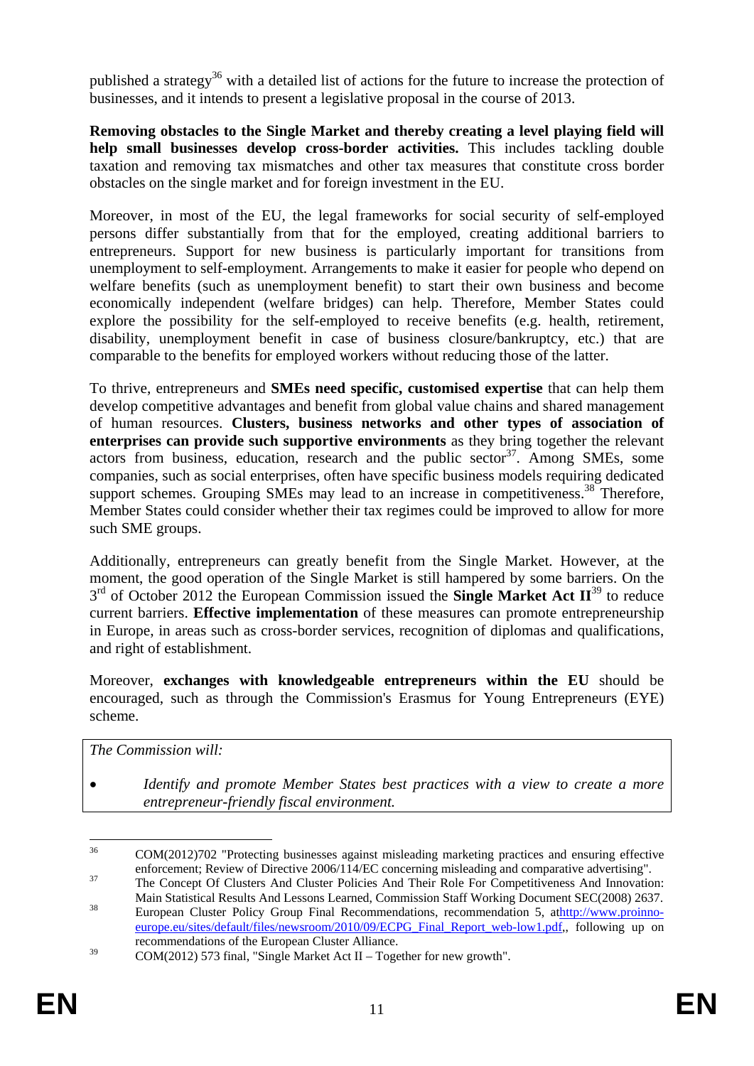published a strategy[36] with a detailed list of actions for the future to increase the protection of businesses, and it intends to present a legislative proposal in the course of 2013.

**Removing obstacles to the Single Market and thereby creating a level playing field will help small businesses develop cross-border activities.** This includes tackling double taxation and removing tax mismatches and other tax measures that constitute cross border obstacles on the single market and for foreign investment in the EU.

Moreover, in most of the EU, the legal frameworks for social security of self-employed persons differ substantially from that for the employed, creating additional barriers to entrepreneurs. Support for new business is particularly important for transitions from unemployment to self-employment. Arrangements to make it easier for people who depend on welfare benefits (such as unemployment benefit) to start their own business and become economically independent (welfare bridges) can help. Therefore, Member States could explore the possibility for the self-employed to receive benefits (e.g. health, retirement, disability, unemployment benefit in case of business closure/bankruptcy, etc.) that are comparable to the benefits for employed workers without reducing those of the latter.

To thrive, entrepreneurs and **SMEs need specific, customised expertise** that can help them develop competitive advantages and benefit from global value chains and shared management of human resources. **Clusters, business networks and other types of association of enterprises can provide such supportive environments** as they bring together the relevant actors from business, education, research and the public sector[37]. Among SMEs, some companies, such as social enterprises, often have specific business models requiring dedicated support schemes. Grouping SMEs may lead to an increase in competitiveness.[38] Therefore, Member States could consider whether their tax regimes could be improved to allow for more such SME groups.

Additionally, entrepreneurs can greatly benefit from the Single Market. However, at the moment, the good operation of the Single Market is still hampered by some barriers. On the 3rd of October 2012 the European Commission issued the **Single Market Act II**[39] to reduce current barriers. **Effective implementation** of these measures can promote entrepreneurship in Europe, in areas such as cross-border services, recognition of diplomas and qualifications, and right of establishment.

Moreover, **exchanges with knowledgeable entrepreneurs within the EU** should be encouraged, such as through the Commission's Erasmus for Young Entrepreneurs (EYE) scheme.

*The Commission will:*

- *Identify and promote Member States best practices with a view to create a more entrepreneur-friendly fiscal environment.*

---

[36] COM(2012)702 "Protecting businesses against misleading marketing practices and ensuring effective enforcement; Review of Directive 2006/114/EC concerning misleading and comparative advertising".

[37] The Concept Of Clusters And Cluster Policies And Their Role For Competitiveness And Innovation: Main Statistical Results And Lessons Learned, Commission Staff Working Document SEC(2008) 2637.

[38] European Cluster Policy Group Final Recommendations, recommendation 5, athttp://www.proinno-europe.eu/sites/default/files/newsroom/2010/09/ECPG_Final_Report_web-low1.pdf,, following up on recommendations of the European Cluster Alliance.

[39] COM(2012) 573 final, "Single Market Act II – Together for new growth".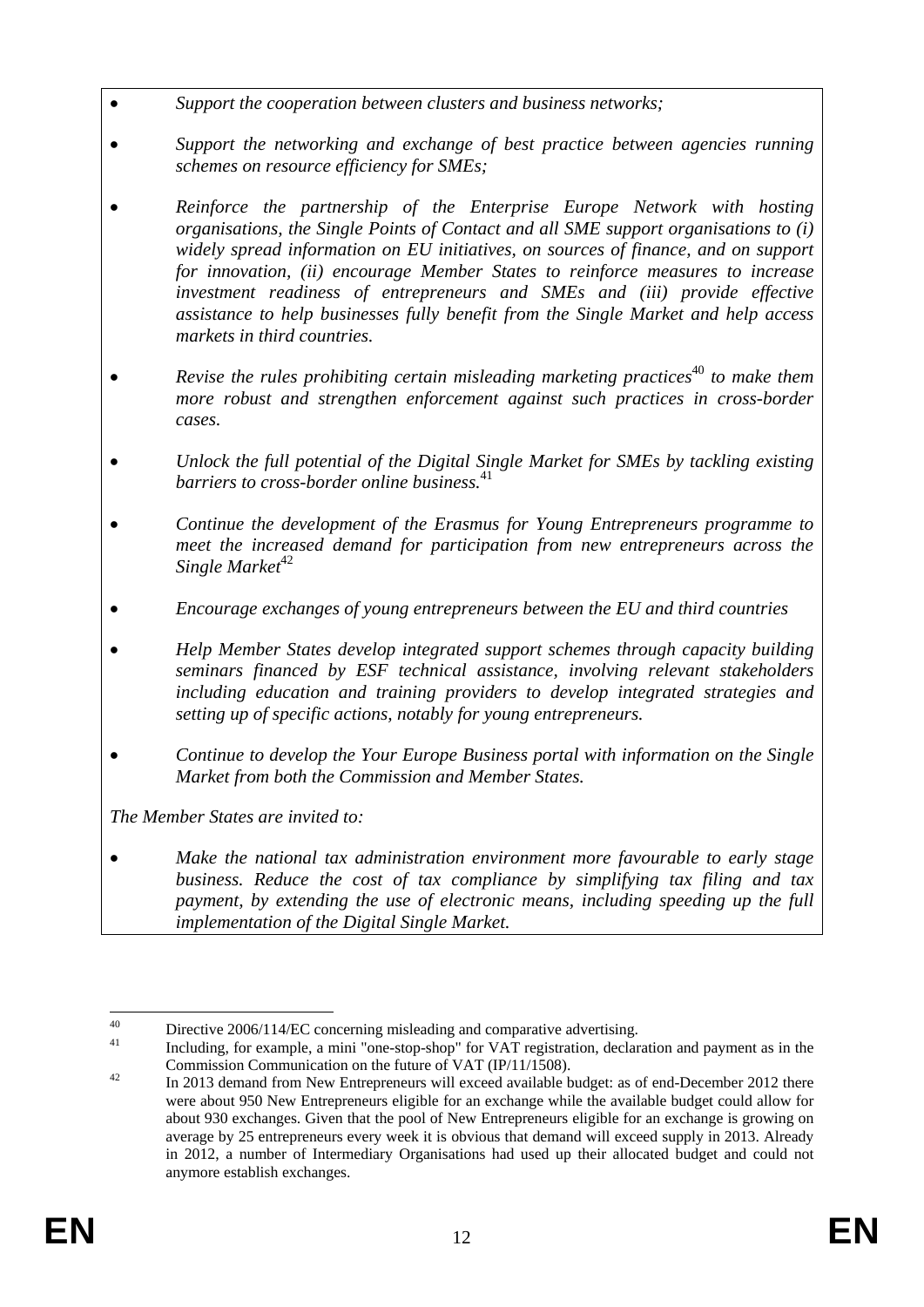- *Support the cooperation between clusters and business networks;*
- *Support the networking and exchange of best practice between agencies running schemes on resource efficiency for SMEs;*
- *Reinforce the partnership of the Enterprise Europe Network with hosting organisations, the Single Points of Contact and all SME support organisations to (i) widely spread information on EU initiatives, on sources of finance, and on support for innovation, (ii) encourage Member States to reinforce measures to increase investment readiness of entrepreneurs and SMEs and (iii) provide effective assistance to help businesses fully benefit from the Single Market and help access markets in third countries.*
- *Revise the rules prohibiting certain misleading marketing practices*[40] *to make them more robust and strengthen enforcement against such practices in cross-border cases.*
- *Unlock the full potential of the Digital Single Market for SMEs by tackling existing barriers to cross-border online business.*[41]
- *Continue the development of the Erasmus for Young Entrepreneurs programme to meet the increased demand for participation from new entrepreneurs across the Single Market*[42]
- *Encourage exchanges of young entrepreneurs between the EU and third countries*
- *Help Member States develop integrated support schemes through capacity building seminars financed by ESF technical assistance, involving relevant stakeholders including education and training providers to develop integrated strategies and setting up of specific actions, notably for young entrepreneurs.*
- *Continue to develop the Your Europe Business portal with information on the Single Market from both the Commission and Member States.*

*The Member States are invited to:*

- *Make the national tax administration environment more favourable to early stage business. Reduce the cost of tax compliance by simplifying tax filing and tax payment, by extending the use of electronic means, including speeding up the full implementation of the Digital Single Market.*

---

[40] Directive 2006/114/EC concerning misleading and comparative advertising.

[41] Including, for example, a mini "one-stop-shop" for VAT registration, declaration and payment as in the Commission Communication on the future of VAT (IP/11/1508).

[42] In 2013 demand from New Entrepreneurs will exceed available budget: as of end-December 2012 there were about 950 New Entrepreneurs eligible for an exchange while the available budget could allow for about 930 exchanges. Given that the pool of New Entrepreneurs eligible for an exchange is growing on average by 25 entrepreneurs every week it is obvious that demand will exceed supply in 2013. Already in 2012, a number of Intermediary Organisations had used up their allocated budget and could not anymore establish exchanges.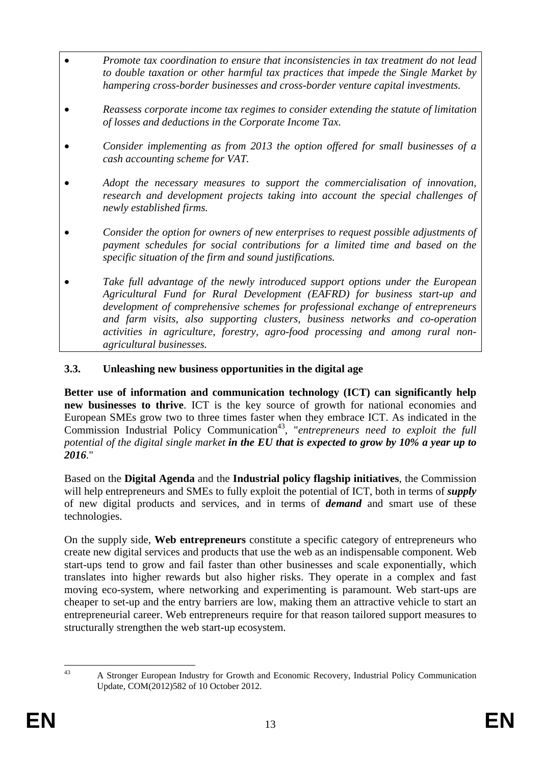- *Promote tax coordination to ensure that inconsistencies in tax treatment do not lead to double taxation or other harmful tax practices that impede the Single Market by hampering cross-border businesses and cross-border venture capital investments.*
- *Reassess corporate income tax regimes to consider extending the statute of limitation of losses and deductions in the Corporate Income Tax.*
- *Consider implementing as from 2013 the option offered for small businesses of a cash accounting scheme for VAT.*
- *Adopt the necessary measures to support the commercialisation of innovation, research and development projects taking into account the special challenges of newly established firms.*
- *Consider the option for owners of new enterprises to request possible adjustments of payment schedules for social contributions for a limited time and based on the specific situation of the firm and sound justifications.*
- *Take full advantage of the newly introduced support options under the European Agricultural Fund for Rural Development (EAFRD) for business start-up and development of comprehensive schemes for professional exchange of entrepreneurs and farm visits, also supporting clusters, business networks and co-operation activities in agriculture, forestry, agro-food processing and among rural non-agricultural businesses.*

### 3.3. Unleashing new business opportunities in the digital age

**Better use of information and communication technology (ICT) can significantly help new businesses to thrive**. ICT is the key source of growth for national economies and European SMEs grow two to three times faster when they embrace ICT. As indicated in the Commission Industrial Policy Communication[43], "*entrepreneurs need to exploit the full potential of the digital single market* ***in the EU that is expected to grow by 10% a year up to 2016***."

Based on the **Digital Agenda** and the **Industrial policy flagship initiatives**, the Commission will help entrepreneurs and SMEs to fully exploit the potential of ICT, both in terms of ***supply*** of new digital products and services, and in terms of ***demand*** and smart use of these technologies.

On the supply side, **Web entrepreneurs** constitute a specific category of entrepreneurs who create new digital services and products that use the web as an indispensable component. Web start-ups tend to grow and fail faster than other businesses and scale exponentially, which translates into higher rewards but also higher risks. They operate in a complex and fast moving eco-system, where networking and experimenting is paramount. Web start-ups are cheaper to set-up and the entry barriers are low, making them an attractive vehicle to start an entrepreneurial career. Web entrepreneurs require for that reason tailored support measures to structurally strengthen the web start-up ecosystem.

---

[43] A Stronger European Industry for Growth and Economic Recovery, Industrial Policy Communication Update, COM(2012)582 of 10 October 2012.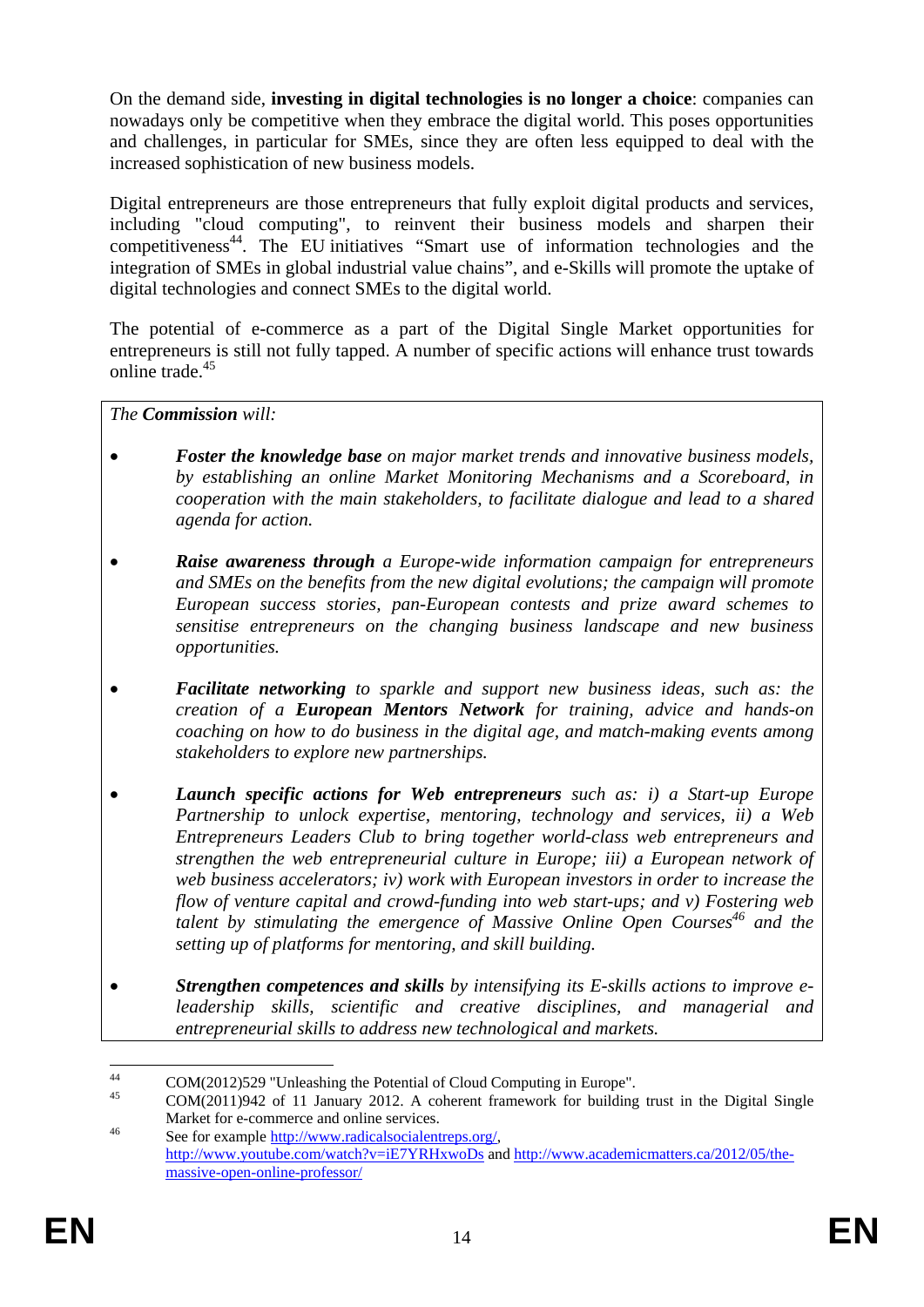On the demand side, **investing in digital technologies is no longer a choice**: companies can nowadays only be competitive when they embrace the digital world. This poses opportunities and challenges, in particular for SMEs, since they are often less equipped to deal with the increased sophistication of new business models.

Digital entrepreneurs are those entrepreneurs that fully exploit digital products and services, including "cloud computing", to reinvent their business models and sharpen their competitiveness[44]. The EU initiatives "Smart use of information technologies and the integration of SMEs in global industrial value chains", and e-Skills will promote the uptake of digital technologies and connect SMEs to the digital world.

The potential of e-commerce as a part of the Digital Single Market opportunities for entrepreneurs is still not fully tapped. A number of specific actions will enhance trust towards online trade.[45]

*The **Commission** will:*

- ***Foster the knowledge base*** *on major market trends and innovative business models, by establishing an online Market Monitoring Mechanisms and a Scoreboard, in cooperation with the main stakeholders, to facilitate dialogue and lead to a shared agenda for action.*

- ***Raise awareness through*** *a Europe-wide information campaign for entrepreneurs and SMEs on the benefits from the new digital evolutions; the campaign will promote European success stories, pan-European contests and prize award schemes to sensitise entrepreneurs on the changing business landscape and new business opportunities.*

- ***Facilitate networking*** *to sparkle and support new business ideas, such as: the creation of a **European Mentors Network** for training, advice and hands-on coaching on how to do business in the digital age, and match-making events among stakeholders to explore new partnerships.*

- ***Launch specific actions for Web entrepreneurs*** *such as: i) a Start-up Europe Partnership to unlock expertise, mentoring, technology and services, ii) a Web Entrepreneurs Leaders Club to bring together world-class web entrepreneurs and strengthen the web entrepreneurial culture in Europe; iii) a European network of web business accelerators; iv) work with European investors in order to increase the flow of venture capital and crowd-funding into web start-ups; and v) Fostering web talent by stimulating the emergence of Massive Online Open Courses[46] and the setting up of platforms for mentoring, and skill building.*

- ***Strengthen competences and skills*** *by intensifying its E-skills actions to improve e-leadership skills, scientific and creative disciplines, and managerial and entrepreneurial skills to address new technological and markets.*

---

[44] COM(2012)529 "Unleashing the Potential of Cloud Computing in Europe".

[45] COM(2011)942 of 11 January 2012. A coherent framework for building trust in the Digital Single Market for e-commerce and online services.

[46] See for example http://www.radicalsocialentreps.org/, http://www.youtube.com/watch?v=iE7YRHxwoDs and http://www.academicmatters.ca/2012/05/the-massive-open-online-professor/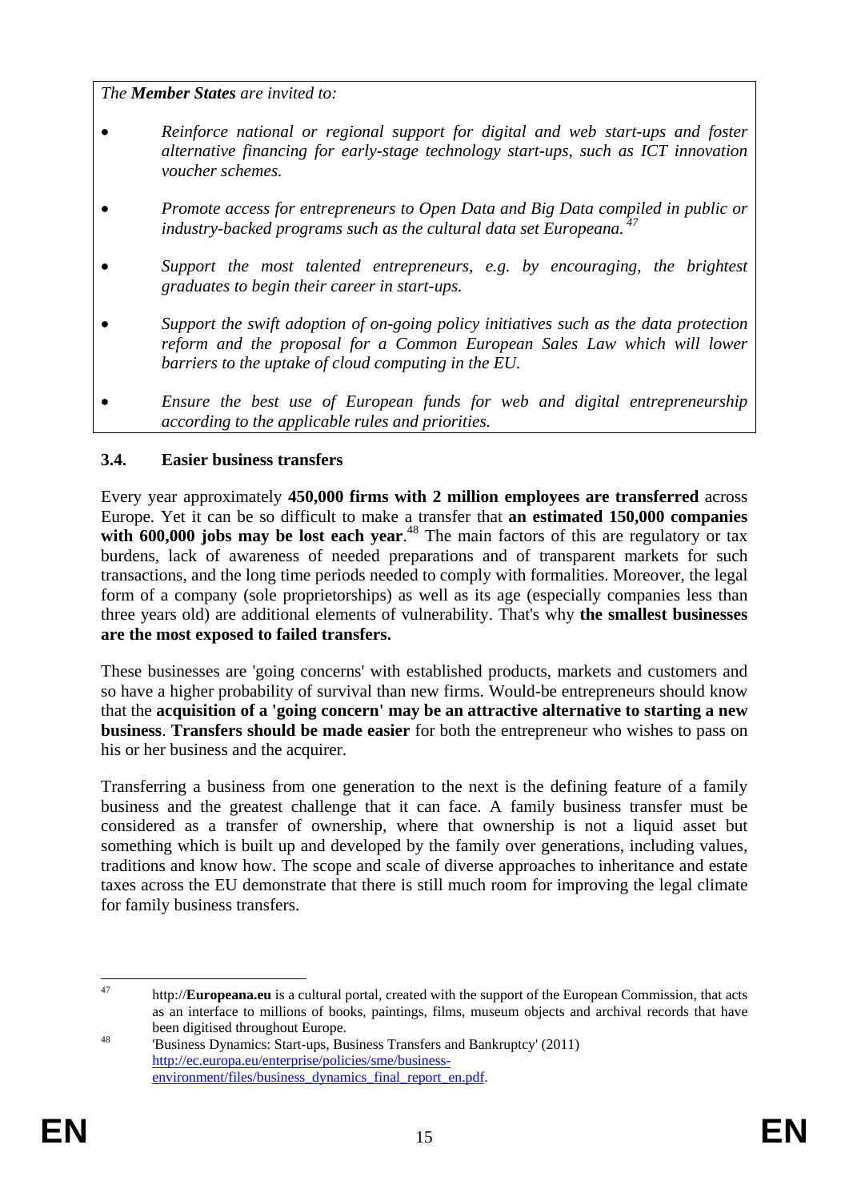*The **Member States** are invited to:*

- *Reinforce national or regional support for digital and web start-ups and foster alternative financing for early-stage technology start-ups, such as ICT innovation voucher schemes.*
- *Promote access for entrepreneurs to Open Data and Big Data compiled in public or industry-backed programs such as the cultural data set Europeana.*[47]
- *Support the most talented entrepreneurs, e.g. by encouraging, the brightest graduates to begin their career in start-ups.*
- *Support the swift adoption of on-going policy initiatives such as the data protection reform and the proposal for a Common European Sales Law which will lower barriers to the uptake of cloud computing in the EU.*
- *Ensure the best use of European funds for web and digital entrepreneurship according to the applicable rules and priorities.*

### 3.4. Easier business transfers

Every year approximately **450,000 firms with 2 million employees are transferred** across Europe. Yet it can be so difficult to make a transfer that **an estimated 150,000 companies with 600,000 jobs may be lost each year**.[48] The main factors of this are regulatory or tax burdens, lack of awareness of needed preparations and of transparent markets for such transactions, and the long time periods needed to comply with formalities. Moreover, the legal form of a company (sole proprietorships) as well as its age (especially companies less than three years old) are additional elements of vulnerability. That's why **the smallest businesses are the most exposed to failed transfers.**

These businesses are 'going concerns' with established products, markets and customers and so have a higher probability of survival than new firms. Would-be entrepreneurs should know that the **acquisition of a 'going concern' may be an attractive alternative to starting a new business**. **Transfers should be made easier** for both the entrepreneur who wishes to pass on his or her business and the acquirer.

Transferring a business from one generation to the next is the defining feature of a family business and the greatest challenge that it can face. A family business transfer must be considered as a transfer of ownership, where that ownership is not a liquid asset but something which is built up and developed by the family over generations, including values, traditions and know how. The scope and scale of diverse approaches to inheritance and estate taxes across the EU demonstrate that there is still much room for improving the legal climate for family business transfers.

---

[47] http://**Europeana.eu** is a cultural portal, created with the support of the European Commission, that acts as an interface to millions of books, paintings, films, museum objects and archival records that have been digitised throughout Europe.

[48] 'Business Dynamics: Start-ups, Business Transfers and Bankruptcy' (2011) http://ec.europa.eu/enterprise/policies/sme/business-environment/files/business_dynamics_final_report_en.pdf.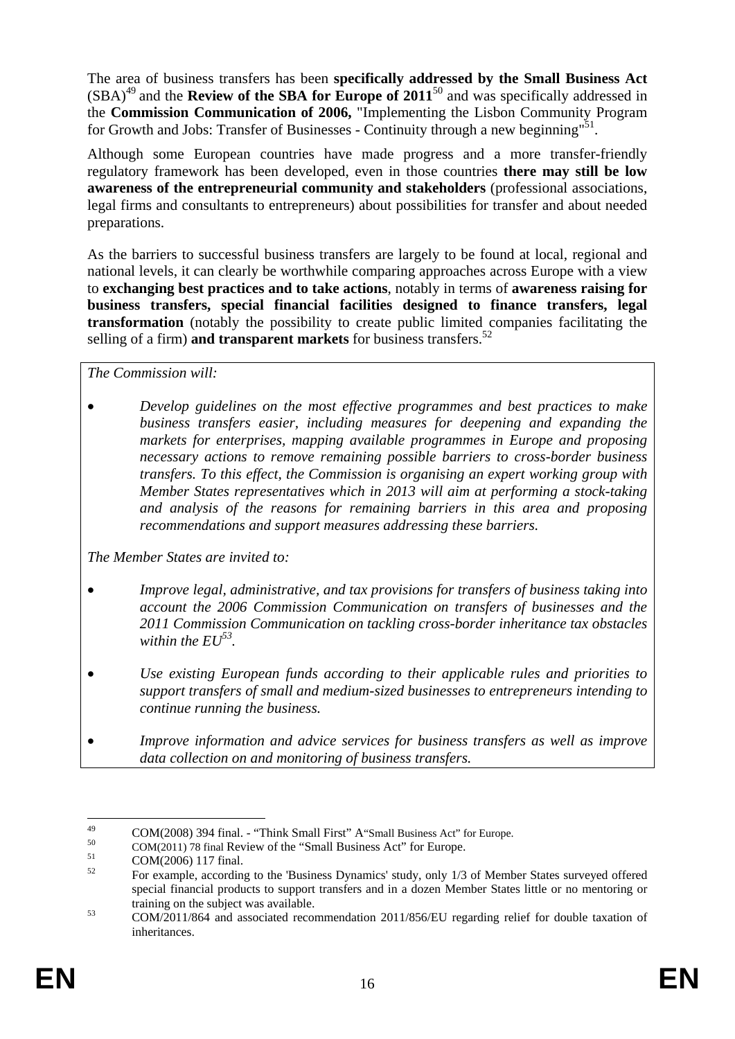The area of business transfers has been **specifically addressed by the Small Business Act** (SBA)[49] and the **Review of the SBA for Europe of 2011**[50] and was specifically addressed in the **Commission Communication of 2006,** "Implementing the Lisbon Community Program for Growth and Jobs: Transfer of Businesses - Continuity through a new beginning"[51].

Although some European countries have made progress and a more transfer-friendly regulatory framework has been developed, even in those countries **there may still be low awareness of the entrepreneurial community and stakeholders** (professional associations, legal firms and consultants to entrepreneurs) about possibilities for transfer and about needed preparations.

As the barriers to successful business transfers are largely to be found at local, regional and national levels, it can clearly be worthwhile comparing approaches across Europe with a view to **exchanging best practices and to take actions**, notably in terms of **awareness raising for business transfers, special financial facilities designed to finance transfers, legal transformation** (notably the possibility to create public limited companies facilitating the selling of a firm) **and transparent markets** for business transfers.[52]

*The Commission will:*

- *Develop guidelines on the most effective programmes and best practices to make business transfers easier, including measures for deepening and expanding the markets for enterprises, mapping available programmes in Europe and proposing necessary actions to remove remaining possible barriers to cross-border business transfers. To this effect, the Commission is organising an expert working group with Member States representatives which in 2013 will aim at performing a stock-taking and analysis of the reasons for remaining barriers in this area and proposing recommendations and support measures addressing these barriers.*

*The Member States are invited to:*

- *Improve legal, administrative, and tax provisions for transfers of business taking into account the 2006 Commission Communication on transfers of businesses and the 2011 Commission Communication on tackling cross-border inheritance tax obstacles within the EU*[53].
- *Use existing European funds according to their applicable rules and priorities to support transfers of small and medium-sized businesses to entrepreneurs intending to continue running the business.*
- *Improve information and advice services for business transfers as well as improve data collection on and monitoring of business transfers.*

---

[49] COM(2008) 394 final. - "Think Small First" A"Small Business Act" for Europe.

[50] COM(2011) 78 final Review of the "Small Business Act" for Europe.

[51] COM(2006) 117 final.

[52] For example, according to the 'Business Dynamics' study, only 1/3 of Member States surveyed offered special financial products to support transfers and in a dozen Member States little or no mentoring or training on the subject was available.

[53] COM/2011/864 and associated recommendation 2011/856/EU regarding relief for double taxation of inheritances.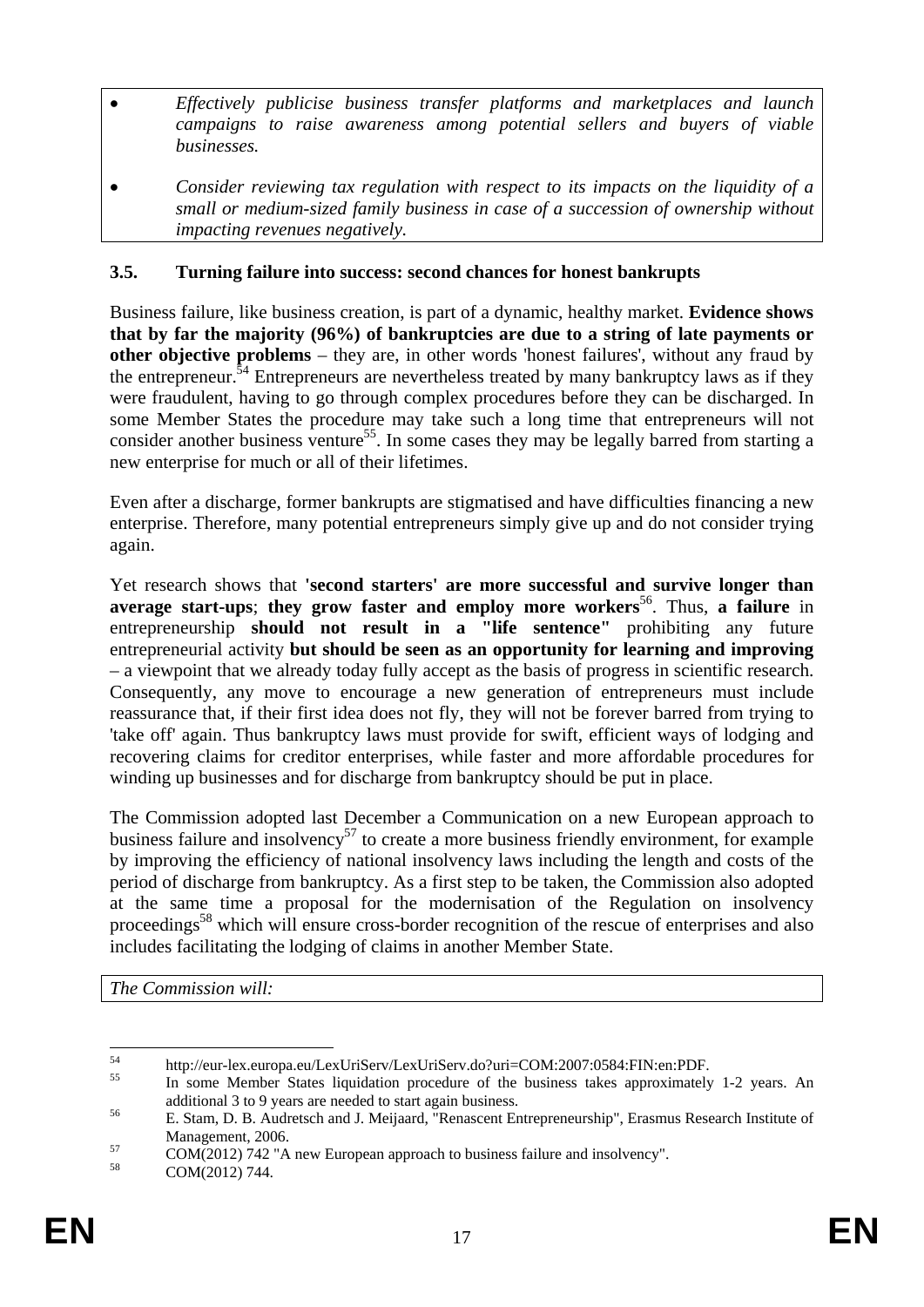- *Effectively publicise business transfer platforms and marketplaces and launch campaigns to raise awareness among potential sellers and buyers of viable businesses.*
- *Consider reviewing tax regulation with respect to its impacts on the liquidity of a small or medium-sized family business in case of a succession of ownership without impacting revenues negatively.*

### 3.5. Turning failure into success: second chances for honest bankrupts

Business failure, like business creation, is part of a dynamic, healthy market. **Evidence shows that by far the majority (96%) of bankruptcies are due to a string of late payments or other objective problems** – they are, in other words 'honest failures', without any fraud by the entrepreneur.[54] Entrepreneurs are nevertheless treated by many bankruptcy laws as if they were fraudulent, having to go through complex procedures before they can be discharged. In some Member States the procedure may take such a long time that entrepreneurs will not consider another business venture[55]. In some cases they may be legally barred from starting a new enterprise for much or all of their lifetimes.

Even after a discharge, former bankrupts are stigmatised and have difficulties financing a new enterprise. Therefore, many potential entrepreneurs simply give up and do not consider trying again.

Yet research shows that **'second starters' are more successful and survive longer than average start-ups**; **they grow faster and employ more workers**[56]. Thus, **a failure** in entrepreneurship **should not result in a "life sentence"** prohibiting any future entrepreneurial activity **but should be seen as an opportunity for learning and improving** – a viewpoint that we already today fully accept as the basis of progress in scientific research. Consequently, any move to encourage a new generation of entrepreneurs must include reassurance that, if their first idea does not fly, they will not be forever barred from trying to 'take off' again. Thus bankruptcy laws must provide for swift, efficient ways of lodging and recovering claims for creditor enterprises, while faster and more affordable procedures for winding up businesses and for discharge from bankruptcy should be put in place.

The Commission adopted last December a Communication on a new European approach to business failure and insolvency[57] to create a more business friendly environment, for example by improving the efficiency of national insolvency laws including the length and costs of the period of discharge from bankruptcy. As a first step to be taken, the Commission also adopted at the same time a proposal for the modernisation of the Regulation on insolvency proceedings[58] which will ensure cross-border recognition of the rescue of enterprises and also includes facilitating the lodging of claims in another Member State.

*The Commission will:*

---

[54] http://eur-lex.europa.eu/LexUriServ/LexUriServ.do?uri=COM:2007:0584:FIN:en:PDF.

[55] In some Member States liquidation procedure of the business takes approximately 1-2 years. An additional 3 to 9 years are needed to start again business.

[56] E. Stam, D. B. Audretsch and J. Meijaard, "Renascent Entrepreneurship", Erasmus Research Institute of Management, 2006.

[57] COM(2012) 742 "A new European approach to business failure and insolvency".

[58] COM(2012) 744.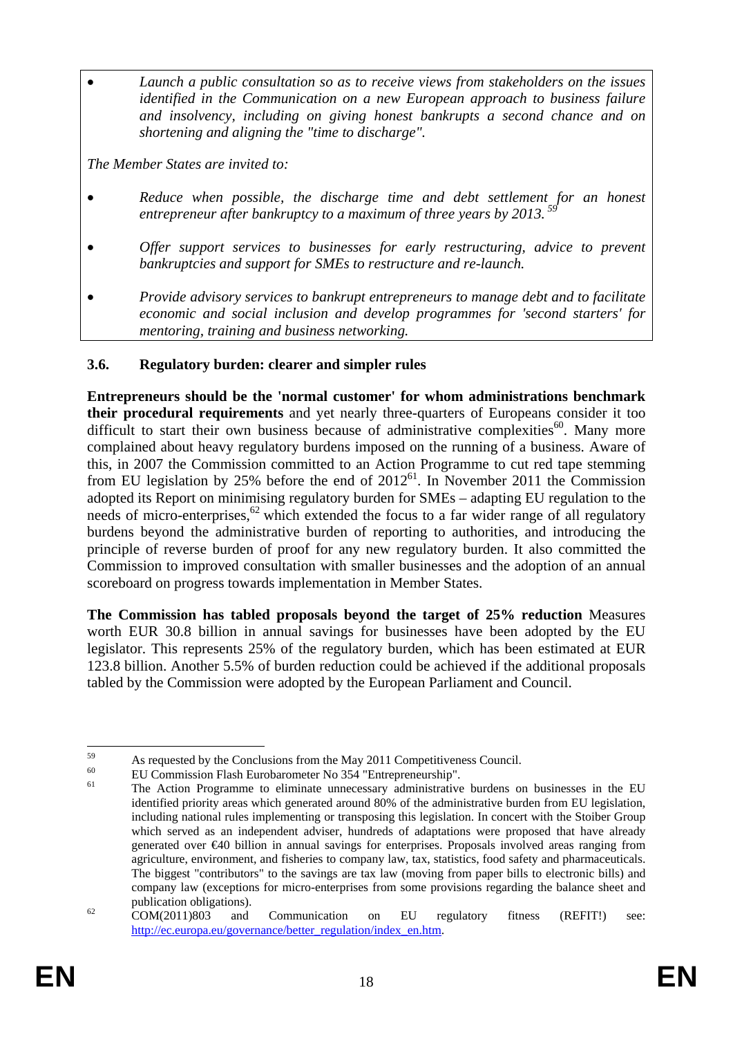- *Launch a public consultation so as to receive views from stakeholders on the issues identified in the Communication on a new European approach to business failure and insolvency, including on giving honest bankrupts a second chance and on shortening and aligning the "time to discharge".*

*The Member States are invited to:*

- *Reduce when possible, the discharge time and debt settlement for an honest entrepreneur after bankruptcy to a maximum of three years by 2013.* [59]
- *Offer support services to businesses for early restructuring, advice to prevent bankruptcies and support for SMEs to restructure and re-launch.*
- *Provide advisory services to bankrupt entrepreneurs to manage debt and to facilitate economic and social inclusion and develop programmes for 'second starters' for mentoring, training and business networking.*

### 3.6. Regulatory burden: clearer and simpler rules

**Entrepreneurs should be the 'normal customer' for whom administrations benchmark their procedural requirements** and yet nearly three-quarters of Europeans consider it too difficult to start their own business because of administrative complexities[60]. Many more complained about heavy regulatory burdens imposed on the running of a business. Aware of this, in 2007 the Commission committed to an Action Programme to cut red tape stemming from EU legislation by 25% before the end of 2012[61]. In November 2011 the Commission adopted its Report on minimising regulatory burden for SMEs – adapting EU regulation to the needs of micro-enterprises,[62] which extended the focus to a far wider range of all regulatory burdens beyond the administrative burden of reporting to authorities, and introducing the principle of reverse burden of proof for any new regulatory burden. It also committed the Commission to improved consultation with smaller businesses and the adoption of an annual scoreboard on progress towards implementation in Member States.

**The Commission has tabled proposals beyond the target of 25% reduction** Measures worth EUR 30.8 billion in annual savings for businesses have been adopted by the EU legislator. This represents 25% of the regulatory burden, which has been estimated at EUR 123.8 billion. Another 5.5% of burden reduction could be achieved if the additional proposals tabled by the Commission were adopted by the European Parliament and Council.

---

[59] As requested by the Conclusions from the May 2011 Competitiveness Council.

[60] EU Commission Flash Eurobarometer No 354 "Entrepreneurship".

[61] The Action Programme to eliminate unnecessary administrative burdens on businesses in the EU identified priority areas which generated around 80% of the administrative burden from EU legislation, including national rules implementing or transposing this legislation. In concert with the Stoiber Group which served as an independent adviser, hundreds of adaptations were proposed that have already generated over €40 billion in annual savings for enterprises. Proposals involved areas ranging from agriculture, environment, and fisheries to company law, tax, statistics, food safety and pharmaceuticals. The biggest "contributors" to the savings are tax law (moving from paper bills to electronic bills) and company law (exceptions for micro-enterprises from some provisions regarding the balance sheet and publication obligations).

[62] COM(2011)803 and Communication on EU regulatory fitness (REFIT!) see: http://ec.europa.eu/governance/better_regulation/index_en.htm.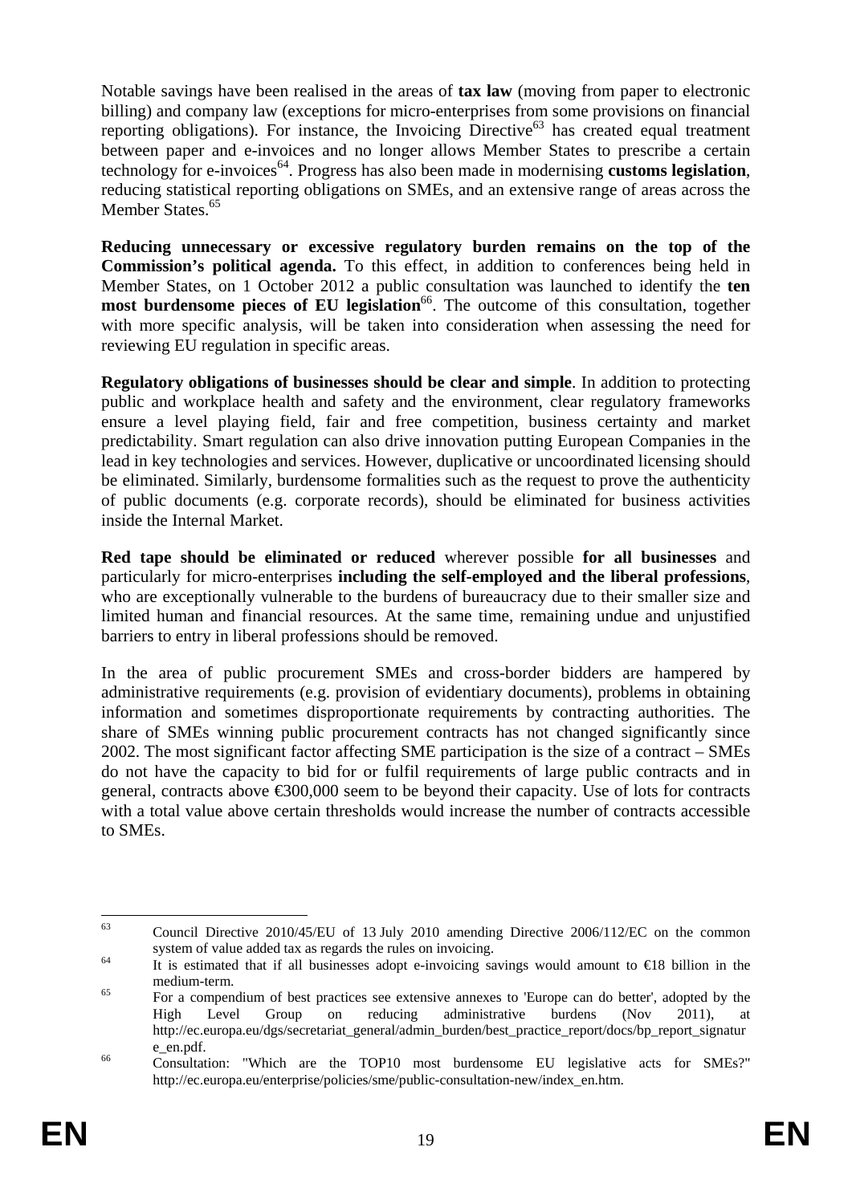Notable savings have been realised in the areas of **tax law** (moving from paper to electronic billing) and company law (exceptions for micro-enterprises from some provisions on financial reporting obligations). For instance, the Invoicing Directive[63] has created equal treatment between paper and e-invoices and no longer allows Member States to prescribe a certain technology for e-invoices[64]. Progress has also been made in modernising **customs legislation**, reducing statistical reporting obligations on SMEs, and an extensive range of areas across the Member States.[65]

**Reducing unnecessary or excessive regulatory burden remains on the top of the Commission's political agenda.** To this effect, in addition to conferences being held in Member States, on 1 October 2012 a public consultation was launched to identify the **ten most burdensome pieces of EU legislation**[66]. The outcome of this consultation, together with more specific analysis, will be taken into consideration when assessing the need for reviewing EU regulation in specific areas.

**Regulatory obligations of businesses should be clear and simple**. In addition to protecting public and workplace health and safety and the environment, clear regulatory frameworks ensure a level playing field, fair and free competition, business certainty and market predictability. Smart regulation can also drive innovation putting European Companies in the lead in key technologies and services. However, duplicative or uncoordinated licensing should be eliminated. Similarly, burdensome formalities such as the request to prove the authenticity of public documents (e.g. corporate records), should be eliminated for business activities inside the Internal Market.

**Red tape should be eliminated or reduced** wherever possible **for all businesses** and particularly for micro-enterprises **including the self-employed and the liberal professions**, who are exceptionally vulnerable to the burdens of bureaucracy due to their smaller size and limited human and financial resources. At the same time, remaining undue and unjustified barriers to entry in liberal professions should be removed.

In the area of public procurement SMEs and cross-border bidders are hampered by administrative requirements (e.g. provision of evidentiary documents), problems in obtaining information and sometimes disproportionate requirements by contracting authorities. The share of SMEs winning public procurement contracts has not changed significantly since 2002. The most significant factor affecting SME participation is the size of a contract – SMEs do not have the capacity to bid for or fulfil requirements of large public contracts and in general, contracts above €300,000 seem to be beyond their capacity. Use of lots for contracts with a total value above certain thresholds would increase the number of contracts accessible to SMEs.

---

[63] Council Directive 2010/45/EU of 13 July 2010 amending Directive 2006/112/EC on the common system of value added tax as regards the rules on invoicing.

[64] It is estimated that if all businesses adopt e-invoicing savings would amount to €18 billion in the medium-term.

[65] For a compendium of best practices see extensive annexes to 'Europe can do better', adopted by the High Level Group on reducing administrative burdens (Nov 2011), at http://ec.europa.eu/dgs/secretariat_general/admin_burden/best_practice_report/docs/bp_report_signature_en.pdf.

[66] Consultation: "Which are the TOP10 most burdensome EU legislative acts for SMEs?" http://ec.europa.eu/enterprise/policies/sme/public-consultation-new/index_en.htm.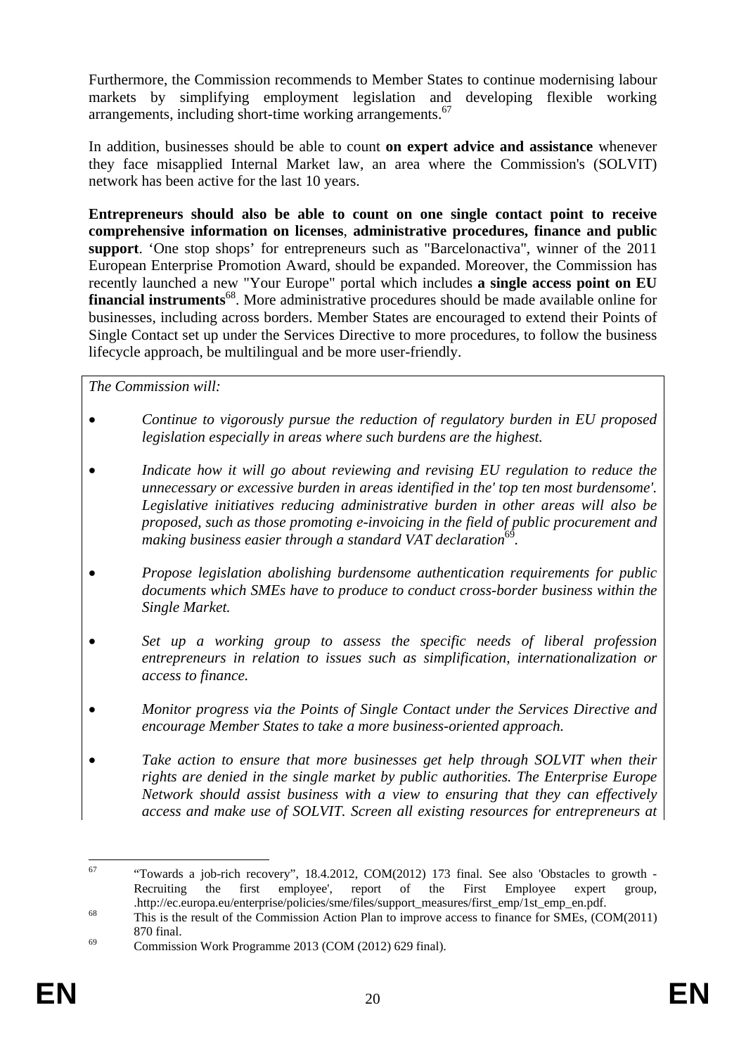Furthermore, the Commission recommends to Member States to continue modernising labour markets by simplifying employment legislation and developing flexible working arrangements, including short-time working arrangements.[67]

In addition, businesses should be able to count **on expert advice and assistance** whenever they face misapplied Internal Market law, an area where the Commission's (SOLVIT) network has been active for the last 10 years.

**Entrepreneurs should also be able to count on one single contact point to receive comprehensive information on licenses**, **administrative procedures, finance and public support**. 'One stop shops' for entrepreneurs such as "Barcelonactiva", winner of the 2011 European Enterprise Promotion Award, should be expanded. Moreover, the Commission has recently launched a new "Your Europe" portal which includes **a single access point on EU financial instruments**[68]. More administrative procedures should be made available online for businesses, including across borders. Member States are encouraged to extend their Points of Single Contact set up under the Services Directive to more procedures, to follow the business lifecycle approach, be multilingual and be more user-friendly.

*The Commission will:*

- *Continue to vigorously pursue the reduction of regulatory burden in EU proposed legislation especially in areas where such burdens are the highest.*
- *Indicate how it will go about reviewing and revising EU regulation to reduce the unnecessary or excessive burden in areas identified in the' top ten most burdensome'. Legislative initiatives reducing administrative burden in other areas will also be proposed, such as those promoting e-invoicing in the field of public procurement and making business easier through a standard VAT declaration*[69]*.*
- *Propose legislation abolishing burdensome authentication requirements for public documents which SMEs have to produce to conduct cross-border business within the Single Market.*
- *Set up a working group to assess the specific needs of liberal profession entrepreneurs in relation to issues such as simplification, internationalization or access to finance.*
- *Monitor progress via the Points of Single Contact under the Services Directive and encourage Member States to take a more business-oriented approach.*
- *Take action to ensure that more businesses get help through SOLVIT when their rights are denied in the single market by public authorities. The Enterprise Europe Network should assist business with a view to ensuring that they can effectively access and make use of SOLVIT. Screen all existing resources for entrepreneurs at*

---

[67] "Towards a job-rich recovery", 18.4.2012, COM(2012) 173 final. See also 'Obstacles to growth - Recruiting the first employee', report of the First Employee expert group, .http://ec.europa.eu/enterprise/policies/sme/files/support_measures/first_emp/1st_emp_en.pdf.

[68] This is the result of the Commission Action Plan to improve access to finance for SMEs, (COM(2011) 870 final.

[69] Commission Work Programme 2013 (COM (2012) 629 final).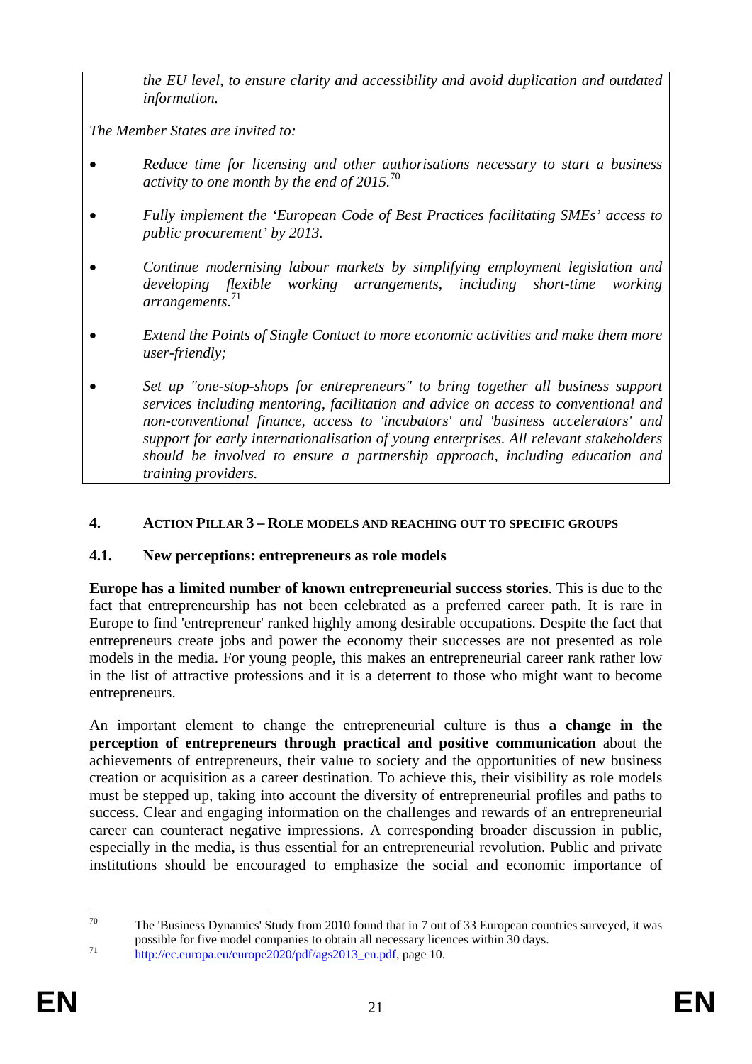*the EU level, to ensure clarity and accessibility and avoid duplication and outdated information.*

*The Member States are invited to:*

- *Reduce time for licensing and other authorisations necessary to start a business activity to one month by the end of 2015.*[70]
- *Fully implement the 'European Code of Best Practices facilitating SMEs' access to public procurement' by 2013.*
- *Continue modernising labour markets by simplifying employment legislation and developing flexible working arrangements, including short-time working arrangements.*[71]
- *Extend the Points of Single Contact to more economic activities and make them more user-friendly;*
- *Set up "one-stop-shops for entrepreneurs" to bring together all business support services including mentoring, facilitation and advice on access to conventional and non-conventional finance, access to 'incubators' and 'business accelerators' and support for early internationalisation of young enterprises. All relevant stakeholders should be involved to ensure a partnership approach, including education and training providers.*

## 4. ACTION PILLAR 3 – ROLE MODELS AND REACHING OUT TO SPECIFIC GROUPS

### 4.1. New perceptions: entrepreneurs as role models

**Europe has a limited number of known entrepreneurial success stories**. This is due to the fact that entrepreneurship has not been celebrated as a preferred career path. It is rare in Europe to find 'entrepreneur' ranked highly among desirable occupations. Despite the fact that entrepreneurs create jobs and power the economy their successes are not presented as role models in the media. For young people, this makes an entrepreneurial career rank rather low in the list of attractive professions and it is a deterrent to those who might want to become entrepreneurs.

An important element to change the entrepreneurial culture is thus **a change in the perception of entrepreneurs through practical and positive communication** about the achievements of entrepreneurs, their value to society and the opportunities of new business creation or acquisition as a career destination. To achieve this, their visibility as role models must be stepped up, taking into account the diversity of entrepreneurial profiles and paths to success. Clear and engaging information on the challenges and rewards of an entrepreneurial career can counteract negative impressions. A corresponding broader discussion in public, especially in the media, is thus essential for an entrepreneurial revolution. Public and private institutions should be encouraged to emphasize the social and economic importance of

---

[70] The 'Business Dynamics' Study from 2010 found that in 7 out of 33 European countries surveyed, it was possible for five model companies to obtain all necessary licences within 30 days.

[71] http://ec.europa.eu/europe2020/pdf/ags2013_en.pdf, page 10.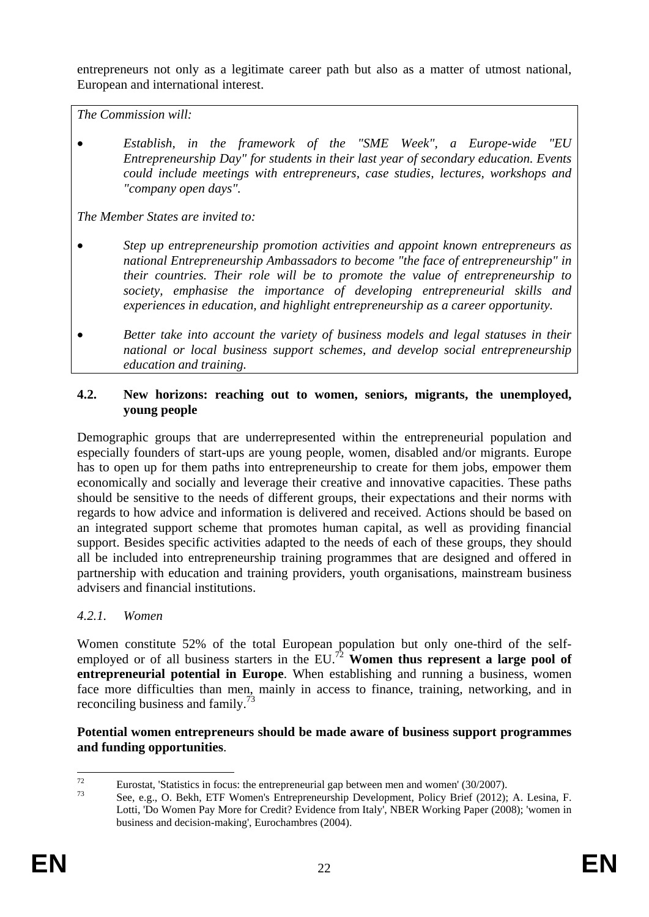entrepreneurs not only as a legitimate career path but also as a matter of utmost national, European and international interest.

*The Commission will:*

- *Establish, in the framework of the "SME Week", a Europe-wide "EU Entrepreneurship Day" for students in their last year of secondary education. Events could include meetings with entrepreneurs, case studies, lectures, workshops and "company open days".*

*The Member States are invited to:*

- *Step up entrepreneurship promotion activities and appoint known entrepreneurs as national Entrepreneurship Ambassadors to become "the face of entrepreneurship" in their countries. Their role will be to promote the value of entrepreneurship to society, emphasise the importance of developing entrepreneurial skills and experiences in education, and highlight entrepreneurship as a career opportunity.*
- *Better take into account the variety of business models and legal statuses in their national or local business support schemes, and develop social entrepreneurship education and training.*

### 4.2. New horizons: reaching out to women, seniors, migrants, the unemployed, young people

Demographic groups that are underrepresented within the entrepreneurial population and especially founders of start-ups are young people, women, disabled and/or migrants. Europe has to open up for them paths into entrepreneurship to create for them jobs, empower them economically and socially and leverage their creative and innovative capacities. These paths should be sensitive to the needs of different groups, their expectations and their norms with regards to how advice and information is delivered and received. Actions should be based on an integrated support scheme that promotes human capital, as well as providing financial support. Besides specific activities adapted to the needs of each of these groups, they should all be included into entrepreneurship training programmes that are designed and offered in partnership with education and training providers, youth organisations, mainstream business advisers and financial institutions.

#### *4.2.1. Women*

Women constitute 52% of the total European population but only one-third of the self-employed or of all business starters in the EU.[72] **Women thus represent a large pool of entrepreneurial potential in Europe**. When establishing and running a business, women face more difficulties than men, mainly in access to finance, training, networking, and in reconciling business and family.[73]

**Potential women entrepreneurs should be made aware of business support programmes and funding opportunities**.

---

[72] Eurostat, 'Statistics in focus: the entrepreneurial gap between men and women' (30/2007).

[73] See, e.g., O. Bekh, ETF Women's Entrepreneurship Development, Policy Brief (2012); A. Lesina, F. Lotti, 'Do Women Pay More for Credit? Evidence from Italy', NBER Working Paper (2008); 'women in business and decision-making', Eurochambres (2004).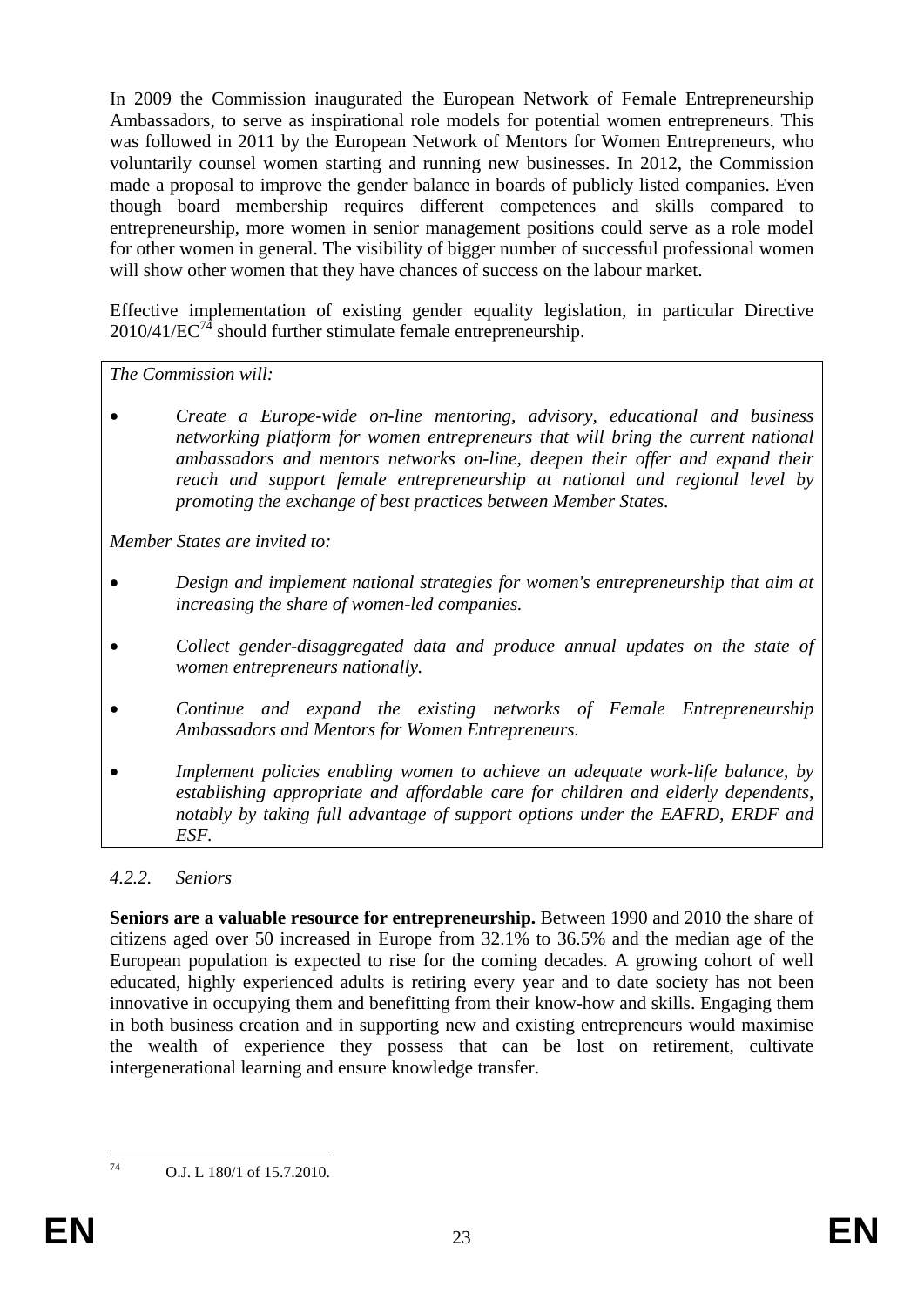In 2009 the Commission inaugurated the European Network of Female Entrepreneurship Ambassadors, to serve as inspirational role models for potential women entrepreneurs. This was followed in 2011 by the European Network of Mentors for Women Entrepreneurs, who voluntarily counsel women starting and running new businesses. In 2012, the Commission made a proposal to improve the gender balance in boards of publicly listed companies. Even though board membership requires different competences and skills compared to entrepreneurship, more women in senior management positions could serve as a role model for other women in general. The visibility of bigger number of successful professional women will show other women that they have chances of success on the labour market.

Effective implementation of existing gender equality legislation, in particular Directive 2010/41/EC[74] should further stimulate female entrepreneurship.

*The Commission will:*

- *Create a Europe-wide on-line mentoring, advisory, educational and business networking platform for women entrepreneurs that will bring the current national ambassadors and mentors networks on-line, deepen their offer and expand their reach and support female entrepreneurship at national and regional level by promoting the exchange of best practices between Member States.*

*Member States are invited to:*

- *Design and implement national strategies for women's entrepreneurship that aim at increasing the share of women-led companies.*
- *Collect gender-disaggregated data and produce annual updates on the state of women entrepreneurs nationally.*
- *Continue and expand the existing networks of Female Entrepreneurship Ambassadors and Mentors for Women Entrepreneurs.*
- *Implement policies enabling women to achieve an adequate work-life balance, by establishing appropriate and affordable care for children and elderly dependents, notably by taking full advantage of support options under the EAFRD, ERDF and ESF.*

### *4.2.2. Seniors*

**Seniors are a valuable resource for entrepreneurship.** Between 1990 and 2010 the share of citizens aged over 50 increased in Europe from 32.1% to 36.5% and the median age of the European population is expected to rise for the coming decades. A growing cohort of well educated, highly experienced adults is retiring every year and to date society has not been innovative in occupying them and benefitting from their know-how and skills. Engaging them in both business creation and in supporting new and existing entrepreneurs would maximise the wealth of experience they possess that can be lost on retirement, cultivate intergenerational learning and ensure knowledge transfer.

---

[74] O.J. L 180/1 of 15.7.2010.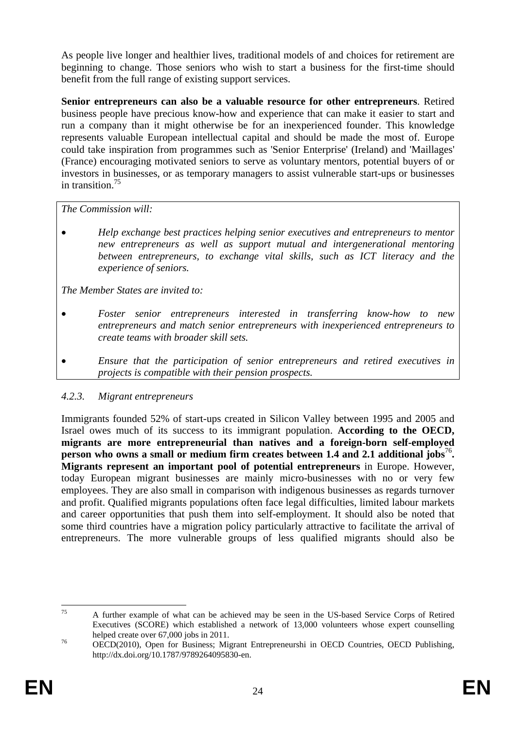As people live longer and healthier lives, traditional models of and choices for retirement are beginning to change. Those seniors who wish to start a business for the first-time should benefit from the full range of existing support services.

**Senior entrepreneurs can also be a valuable resource for other entrepreneurs**. Retired business people have precious know-how and experience that can make it easier to start and run a company than it might otherwise be for an inexperienced founder. This knowledge represents valuable European intellectual capital and should be made the most of. Europe could take inspiration from programmes such as 'Senior Enterprise' (Ireland) and 'Maillages' (France) encouraging motivated seniors to serve as voluntary mentors, potential buyers of or investors in businesses, or as temporary managers to assist vulnerable start-ups or businesses in transition.[75]

*The Commission will:*

- *Help exchange best practices helping senior executives and entrepreneurs to mentor new entrepreneurs as well as support mutual and intergenerational mentoring between entrepreneurs, to exchange vital skills, such as ICT literacy and the experience of seniors.*

*The Member States are invited to:*

- *Foster senior entrepreneurs interested in transferring know-how to new entrepreneurs and match senior entrepreneurs with inexperienced entrepreneurs to create teams with broader skill sets.*
- *Ensure that the participation of senior entrepreneurs and retired executives in projects is compatible with their pension prospects.*

### *4.2.3. Migrant entrepreneurs*

Immigrants founded 52% of start-ups created in Silicon Valley between 1995 and 2005 and Israel owes much of its success to its immigrant population. **According to the OECD, migrants are more entrepreneurial than natives and a foreign-born self-employed person who owns a small or medium firm creates between 1.4 and 2.1 additional jobs**[76]**. Migrants represent an important pool of potential entrepreneurs** in Europe. However, today European migrant businesses are mainly micro-businesses with no or very few employees. They are also small in comparison with indigenous businesses as regards turnover and profit. Qualified migrants populations often face legal difficulties, limited labour markets and career opportunities that push them into self-employment. It should also be noted that some third countries have a migration policy particularly attractive to facilitate the arrival of entrepreneurs. The more vulnerable groups of less qualified migrants should also be

---

[75] A further example of what can be achieved may be seen in the US-based Service Corps of Retired Executives (SCORE) which established a network of 13,000 volunteers whose expert counselling helped create over 67,000 jobs in 2011.

[76] OECD(2010), Open for Business; Migrant Entrepreneurshi in OECD Countries, OECD Publishing, http://dx.doi.org/10.1787/9789264095830-en.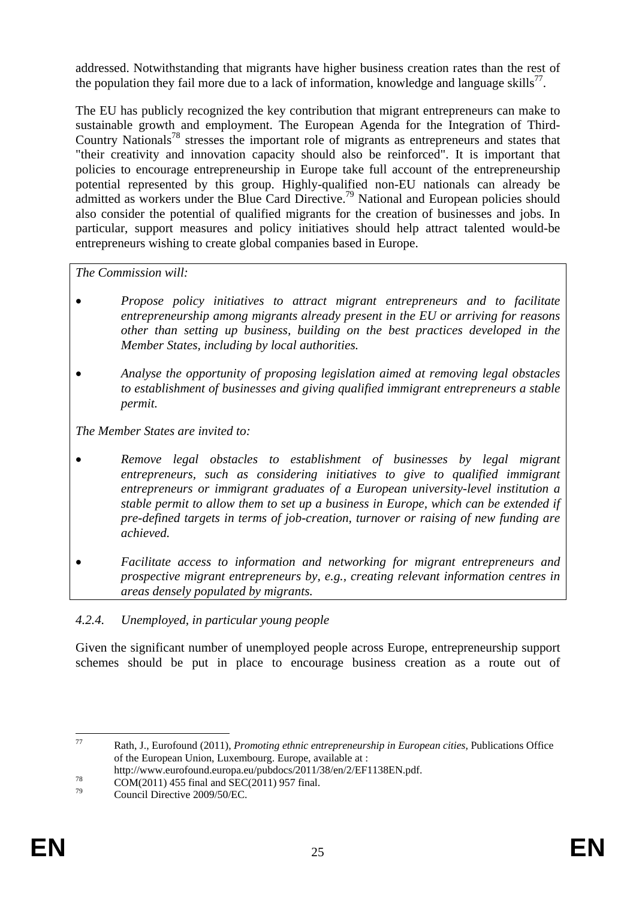addressed. Notwithstanding that migrants have higher business creation rates than the rest of the population they fail more due to a lack of information, knowledge and language skills[77].

The EU has publicly recognized the key contribution that migrant entrepreneurs can make to sustainable growth and employment. The European Agenda for the Integration of Third-Country Nationals[78] stresses the important role of migrants as entrepreneurs and states that "their creativity and innovation capacity should also be reinforced". It is important that policies to encourage entrepreneurship in Europe take full account of the entrepreneurship potential represented by this group. Highly-qualified non-EU nationals can already be admitted as workers under the Blue Card Directive.[79] National and European policies should also consider the potential of qualified migrants for the creation of businesses and jobs. In particular, support measures and policy initiatives should help attract talented would-be entrepreneurs wishing to create global companies based in Europe.

*The Commission will:*

- *Propose policy initiatives to attract migrant entrepreneurs and to facilitate entrepreneurship among migrants already present in the EU or arriving for reasons other than setting up business, building on the best practices developed in the Member States, including by local authorities.*
- *Analyse the opportunity of proposing legislation aimed at removing legal obstacles to establishment of businesses and giving qualified immigrant entrepreneurs a stable permit.*

*The Member States are invited to:*

- *Remove legal obstacles to establishment of businesses by legal migrant entrepreneurs, such as considering initiatives to give to qualified immigrant entrepreneurs or immigrant graduates of a European university-level institution a stable permit to allow them to set up a business in Europe, which can be extended if pre-defined targets in terms of job-creation, turnover or raising of new funding are achieved.*
- *Facilitate access to information and networking for migrant entrepreneurs and prospective migrant entrepreneurs by, e.g., creating relevant information centres in areas densely populated by migrants.*

#### *4.2.4. Unemployed, in particular young people*

Given the significant number of unemployed people across Europe, entrepreneurship support schemes should be put in place to encourage business creation as a route out of

---

[77] Rath, J., Eurofound (2011), *Promoting ethnic entrepreneurship in European cities*, Publications Office of the European Union, Luxembourg. Europe, available at : http://www.eurofound.europa.eu/pubdocs/2011/38/en/2/EF1138EN.pdf.

[78] COM(2011) 455 final and SEC(2011) 957 final.

[79] Council Directive 2009/50/EC.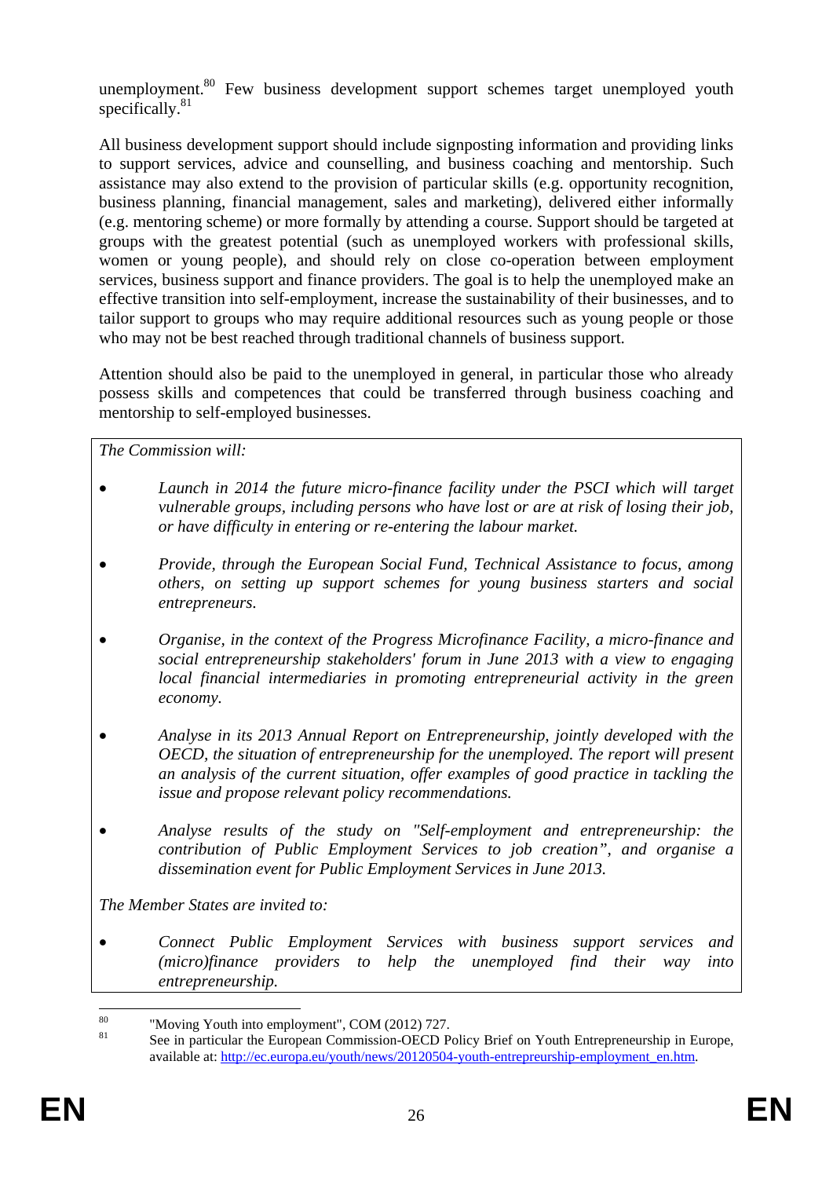unemployment.[80] Few business development support schemes target unemployed youth specifically.[81]

All business development support should include signposting information and providing links to support services, advice and counselling, and business coaching and mentorship. Such assistance may also extend to the provision of particular skills (e.g. opportunity recognition, business planning, financial management, sales and marketing), delivered either informally (e.g. mentoring scheme) or more formally by attending a course. Support should be targeted at groups with the greatest potential (such as unemployed workers with professional skills, women or young people), and should rely on close co-operation between employment services, business support and finance providers. The goal is to help the unemployed make an effective transition into self-employment, increase the sustainability of their businesses, and to tailor support to groups who may require additional resources such as young people or those who may not be best reached through traditional channels of business support.

Attention should also be paid to the unemployed in general, in particular those who already possess skills and competences that could be transferred through business coaching and mentorship to self-employed businesses.

*The Commission will:*

- *Launch in 2014 the future micro-finance facility under the PSCI which will target vulnerable groups, including persons who have lost or are at risk of losing their job, or have difficulty in entering or re-entering the labour market.*
- *Provide, through the European Social Fund, Technical Assistance to focus, among others, on setting up support schemes for young business starters and social entrepreneurs.*
- *Organise, in the context of the Progress Microfinance Facility, a micro-finance and social entrepreneurship stakeholders' forum in June 2013 with a view to engaging local financial intermediaries in promoting entrepreneurial activity in the green economy.*
- *Analyse in its 2013 Annual Report on Entrepreneurship, jointly developed with the OECD, the situation of entrepreneurship for the unemployed. The report will present an analysis of the current situation, offer examples of good practice in tackling the issue and propose relevant policy recommendations.*
- *Analyse results of the study on "Self-employment and entrepreneurship: the contribution of Public Employment Services to job creation", and organise a dissemination event for Public Employment Services in June 2013.*

*The Member States are invited to:*

- *Connect Public Employment Services with business support services and (micro)finance providers to help the unemployed find their way into entrepreneurship.*

---

[80] "Moving Youth into employment", COM (2012) 727.

[81] See in particular the European Commission-OECD Policy Brief on Youth Entrepreneurship in Europe, available at: http://ec.europa.eu/youth/news/20120504-youth-entrepreurship-employment_en.htm.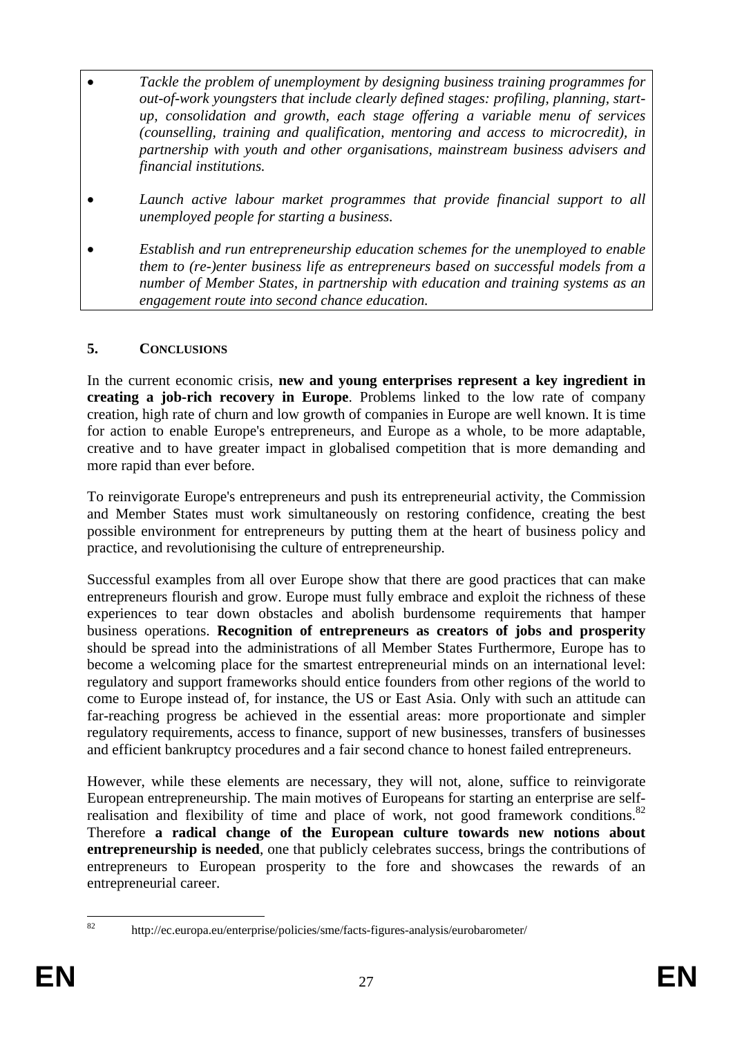- *Tackle the problem of unemployment by designing business training programmes for out-of-work youngsters that include clearly defined stages: profiling, planning, start-up, consolidation and growth, each stage offering a variable menu of services (counselling, training and qualification, mentoring and access to microcredit), in partnership with youth and other organisations, mainstream business advisers and financial institutions.*
- *Launch active labour market programmes that provide financial support to all unemployed people for starting a business.*
- *Establish and run entrepreneurship education schemes for the unemployed to enable them to (re-)enter business life as entrepreneurs based on successful models from a number of Member States, in partnership with education and training systems as an engagement route into second chance education.*

## 5. CONCLUSIONS

In the current economic crisis, **new and young enterprises represent a key ingredient in creating a job-rich recovery in Europe**. Problems linked to the low rate of company creation, high rate of churn and low growth of companies in Europe are well known. It is time for action to enable Europe's entrepreneurs, and Europe as a whole, to be more adaptable, creative and to have greater impact in globalised competition that is more demanding and more rapid than ever before.

To reinvigorate Europe's entrepreneurs and push its entrepreneurial activity, the Commission and Member States must work simultaneously on restoring confidence, creating the best possible environment for entrepreneurs by putting them at the heart of business policy and practice, and revolutionising the culture of entrepreneurship.

Successful examples from all over Europe show that there are good practices that can make entrepreneurs flourish and grow. Europe must fully embrace and exploit the richness of these experiences to tear down obstacles and abolish burdensome requirements that hamper business operations. **Recognition of entrepreneurs as creators of jobs and prosperity** should be spread into the administrations of all Member States Furthermore, Europe has to become a welcoming place for the smartest entrepreneurial minds on an international level: regulatory and support frameworks should entice founders from other regions of the world to come to Europe instead of, for instance, the US or East Asia. Only with such an attitude can far-reaching progress be achieved in the essential areas: more proportionate and simpler regulatory requirements, access to finance, support of new businesses, transfers of businesses and efficient bankruptcy procedures and a fair second chance to honest failed entrepreneurs.

However, while these elements are necessary, they will not, alone, suffice to reinvigorate European entrepreneurship. The main motives of Europeans for starting an enterprise are self-realisation and flexibility of time and place of work, not good framework conditions.[82] Therefore **a radical change of the European culture towards new notions about entrepreneurship is needed**, one that publicly celebrates success, brings the contributions of entrepreneurs to European prosperity to the fore and showcases the rewards of an entrepreneurial career.

---

[82] http://ec.europa.eu/enterprise/policies/sme/facts-figures-analysis/eurobarometer/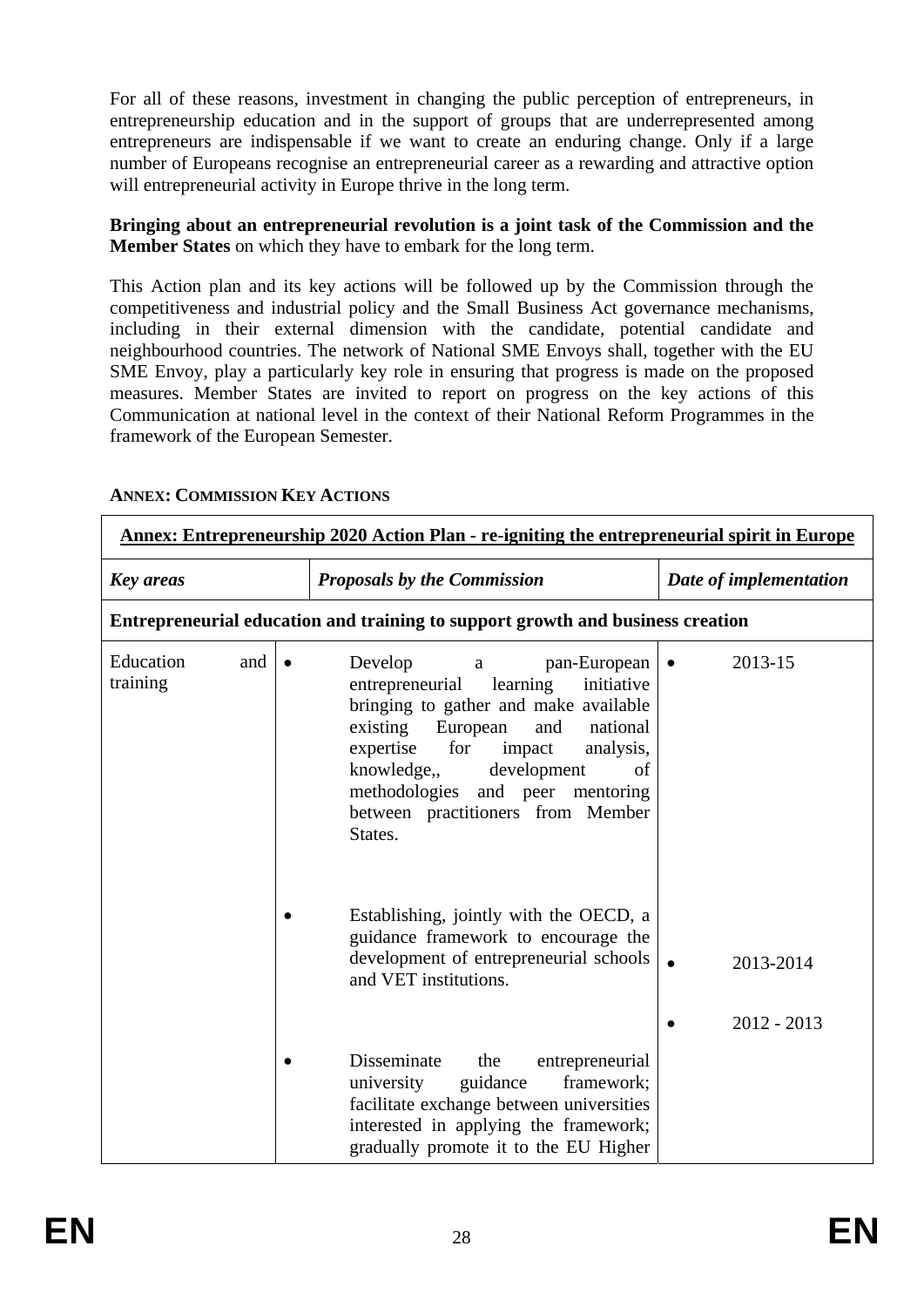For all of these reasons, investment in changing the public perception of entrepreneurs, in entrepreneurship education and in the support of groups that are underrepresented among entrepreneurs are indispensable if we want to create an enduring change. Only if a large number of Europeans recognise an entrepreneurial career as a rewarding and attractive option will entrepreneurial activity in Europe thrive in the long term.

**Bringing about an entrepreneurial revolution is a joint task of the Commission and the Member States** on which they have to embark for the long term.

This Action plan and its key actions will be followed up by the Commission through the competitiveness and industrial policy and the Small Business Act governance mechanisms, including in their external dimension with the candidate, potential candidate and neighbourhood countries. The network of National SME Envoys shall, together with the EU SME Envoy, play a particularly key role in ensuring that progress is made on the proposed measures. Member States are invited to report on progress on the key actions of this Communication at national level in the context of their National Reform Programmes in the framework of the European Semester.

**ANNEX: COMMISSION KEY ACTIONS**

| **Annex: Entrepreneurship 2020 Action Plan - re-igniting the entrepreneurial spirit in Europe** | | |
|---|---|---|
| ***Key areas*** | ***Proposals by the Commission*** | ***Date of implementation*** |
| **Entrepreneurial education and training to support growth and business creation** | | |
| Education and training | • Develop a pan-European entrepreneurial learning initiative bringing to gather and make available existing European and national expertise for impact analysis, knowledge,, development of methodologies and peer mentoring between practitioners from Member States.<br>• Establishing, jointly with the OECD, a guidance framework to encourage the development of entrepreneurial schools and VET institutions.<br>• Disseminate the entrepreneurial university guidance framework; facilitate exchange between universities interested in applying the framework; gradually promote it to the EU Higher | • 2013-15<br>• 2013-2014<br>• 2012 - 2013 |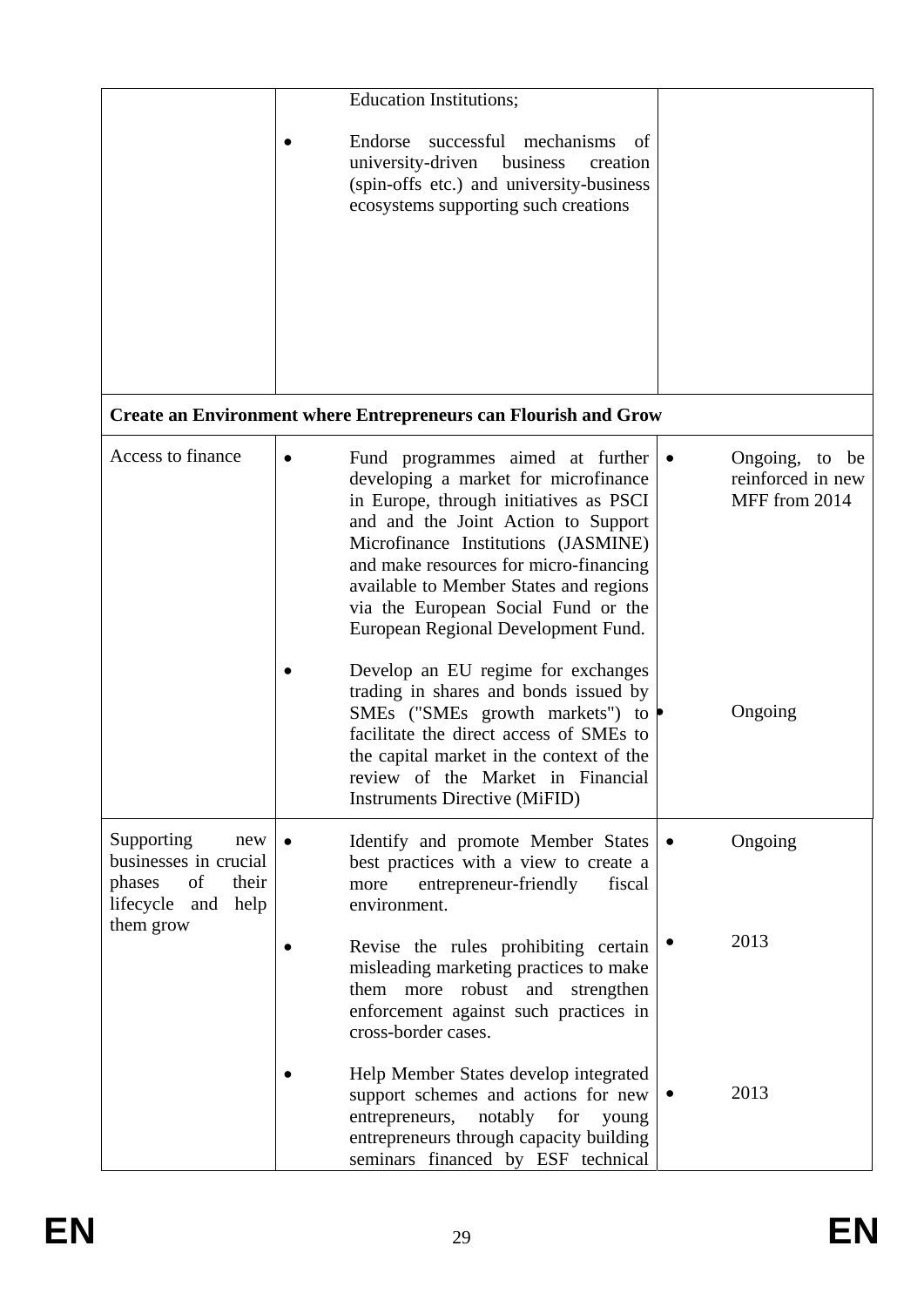| | | |
|---|---|---|
| | Education Institutions;<br>• Endorse successful mechanisms of university-driven business creation (spin-offs etc.) and university-business ecosystems supporting such creations | |
| **Create an Environment where Entrepreneurs can Flourish and Grow** | | |
| Access to finance | • Fund programmes aimed at further developing a market for microfinance in Europe, through initiatives as PSCI and and the Joint Action to Support Microfinance Institutions (JASMINE) and make resources for micro-financing available to Member States and regions via the European Social Fund or the European Regional Development Fund.<br>• Develop an EU regime for exchanges trading in shares and bonds issued by SMEs ("SMEs growth markets") to facilitate the direct access of SMEs to the capital market in the context of the review of the Market in Financial Instruments Directive (MiFID) | • Ongoing, to be reinforced in new MFF from 2014<br>• Ongoing |
| Supporting new businesses in crucial phases of their lifecycle and help them grow | • Identify and promote Member States best practices with a view to create a more entrepreneur-friendly fiscal environment.<br>• Revise the rules prohibiting certain misleading marketing practices to make them more robust and strengthen enforcement against such practices in cross-border cases.<br>• Help Member States develop integrated support schemes and actions for new entrepreneurs, notably for young entrepreneurs through capacity building seminars financed by ESF technical | • Ongoing<br>• 2013<br>• 2013 |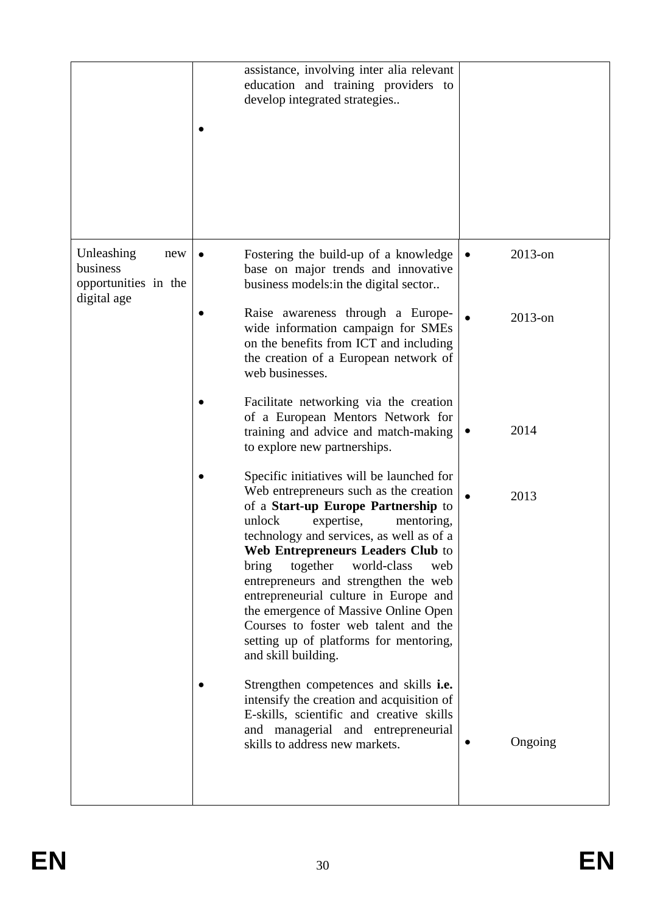| | | |
|---|---|---|
| | assistance, involving inter alia relevant education and training providers to develop integrated strategies.. <br><br> • | |
| Unleashing new business opportunities in the digital age | • Fostering the build-up of a knowledge base on major trends and innovative business models:in the digital sector.. <br><br> • Raise awareness through a Europe-wide information campaign for SMEs on the benefits from ICT and including the creation of a European network of web businesses. <br><br> • Facilitate networking via the creation of a European Mentors Network for training and advice and match-making to explore new partnerships. <br><br> • Specific initiatives will be launched for Web entrepreneurs such as the creation of a **Start-up Europe Partnership** to unlock expertise, mentoring, technology and services, as well as of a **Web Entrepreneurs Leaders Club** to bring together world-class web entrepreneurs and strengthen the web entrepreneurial culture in Europe and the emergence of Massive Online Open Courses to foster web talent and the setting up of platforms for mentoring, and skill building. <br><br> • Strengthen competences and skills **i.e.** intensify the creation and acquisition of E-skills, scientific and creative skills and managerial and entrepreneurial skills to address new markets. | • 2013-on <br><br> • 2013-on <br><br> • 2014 <br><br> • 2013 <br><br> • Ongoing |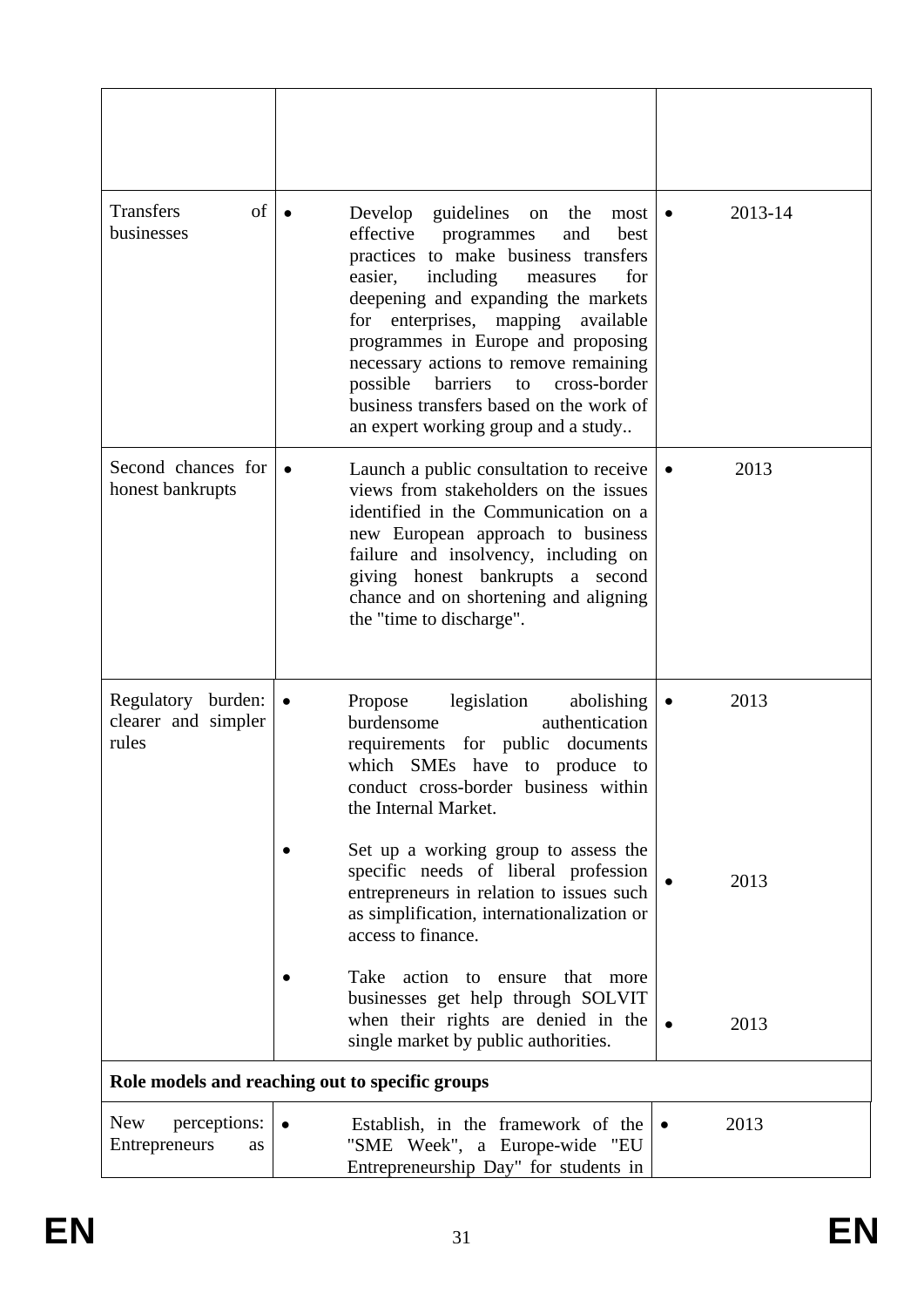| | | |
|---|---|---|
| | | |
| Transfers of businesses | • Develop guidelines on the most effective programmes and best practices to make business transfers easier, including measures for deepening and expanding the markets for enterprises, mapping available programmes in Europe and proposing necessary actions to remove remaining possible barriers to cross-border business transfers based on the work of an expert working group and a study.. | • 2013-14 |
| Second chances for honest bankrupts | • Launch a public consultation to receive views from stakeholders on the issues identified in the Communication on a new European approach to business failure and insolvency, including on giving honest bankrupts a second chance and on shortening and aligning the "time to discharge". | • 2013 |
| Regulatory burden: clearer and simpler rules | • Propose legislation abolishing burdensome authentication requirements for public documents which SMEs have to produce to conduct cross-border business within the Internal Market.<br><br>• Set up a working group to assess the specific needs of liberal profession entrepreneurs in relation to issues such as simplification, internationalization or access to finance.<br><br>• Take action to ensure that more businesses get help through SOLVIT when their rights are denied in the single market by public authorities. | • 2013<br><br>• 2013<br><br>• 2013 |
| **Role models and reaching out to specific groups** | | |
| New perceptions: Entrepreneurs as | • Establish, in the framework of the "SME Week", a Europe-wide "EU Entrepreneurship Day" for students in | • 2013 |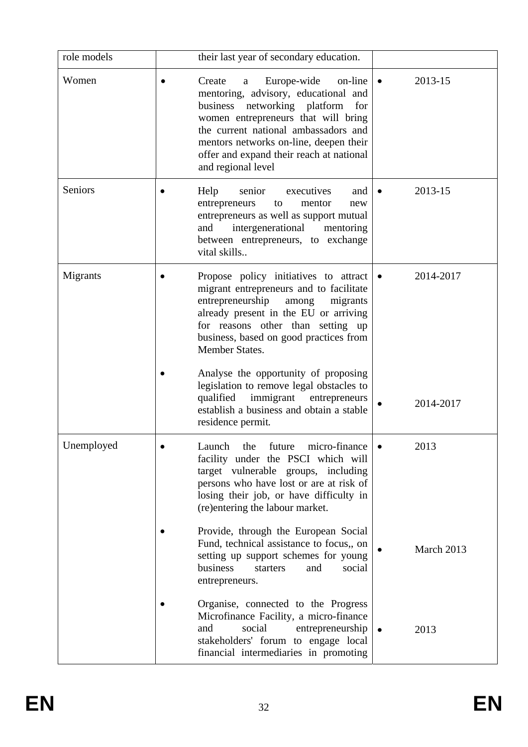| | | |
|---|---|---|
| role models | their last year of secondary education. | |
| Women | • Create a Europe-wide on-line mentoring, advisory, educational and business networking platform for women entrepreneurs that will bring the current national ambassadors and mentors networks on-line, deepen their offer and expand their reach at national and regional level | • 2013-15 |
| Seniors | • Help senior executives and entrepreneurs to mentor new entrepreneurs as well as support mutual and intergenerational mentoring between entrepreneurs, to exchange vital skills.. | • 2013-15 |
| Migrants | • Propose policy initiatives to attract migrant entrepreneurs and to facilitate entrepreneurship among migrants already present in the EU or arriving for reasons other than setting up business, based on good practices from Member States.<br><br>• Analyse the opportunity of proposing legislation to remove legal obstacles to qualified immigrant entrepreneurs establish a business and obtain a stable residence permit. | • 2014-2017<br><br>• 2014-2017 |
| Unemployed | • Launch the future micro-finance facility under the PSCI which will target vulnerable groups, including persons who have lost or are at risk of losing their job, or have difficulty in (re)entering the labour market.<br><br>• Provide, through the European Social Fund, technical assistance to focus,, on setting up support schemes for young business starters and social entrepreneurs.<br><br>• Organise, connected to the Progress Microfinance Facility, a micro-finance and social entrepreneurship stakeholders' forum to engage local financial intermediaries in promoting | • 2013<br><br>• March 2013<br><br>• 2013 |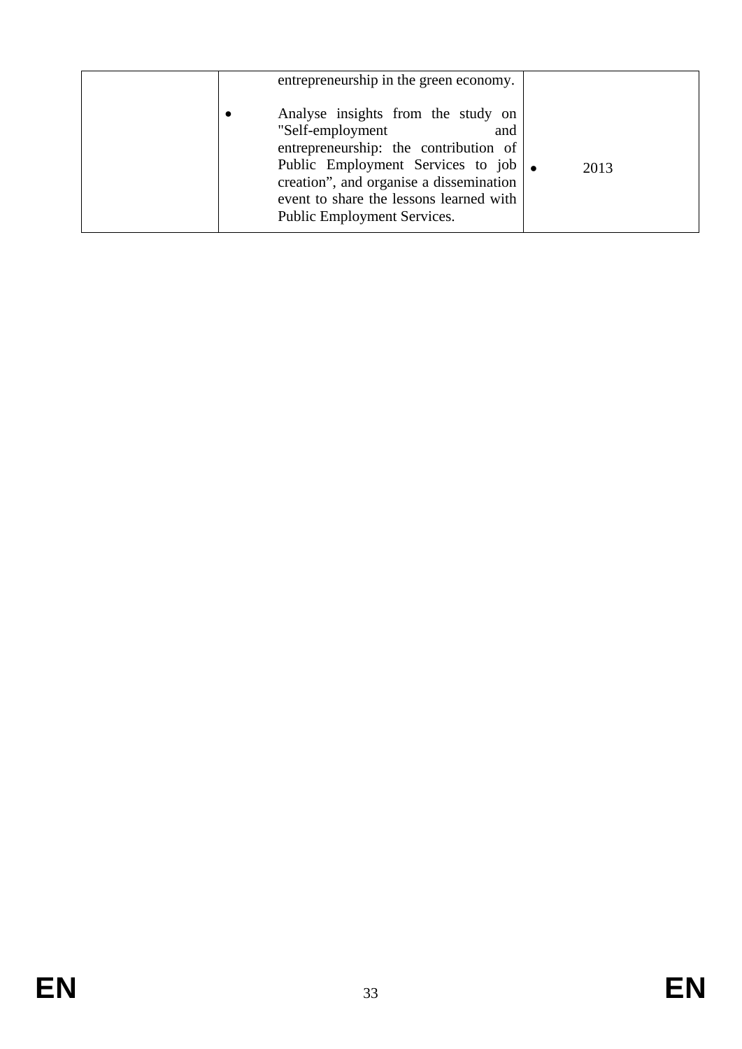| | | |
|---|---|---|
| | entrepreneurship in the green economy.<br><br>• Analyse insights from the study on "Self-employment and entrepreneurship: the contribution of Public Employment Services to job creation", and organise a dissemination event to share the lessons learned with Public Employment Services. | • 2013 |